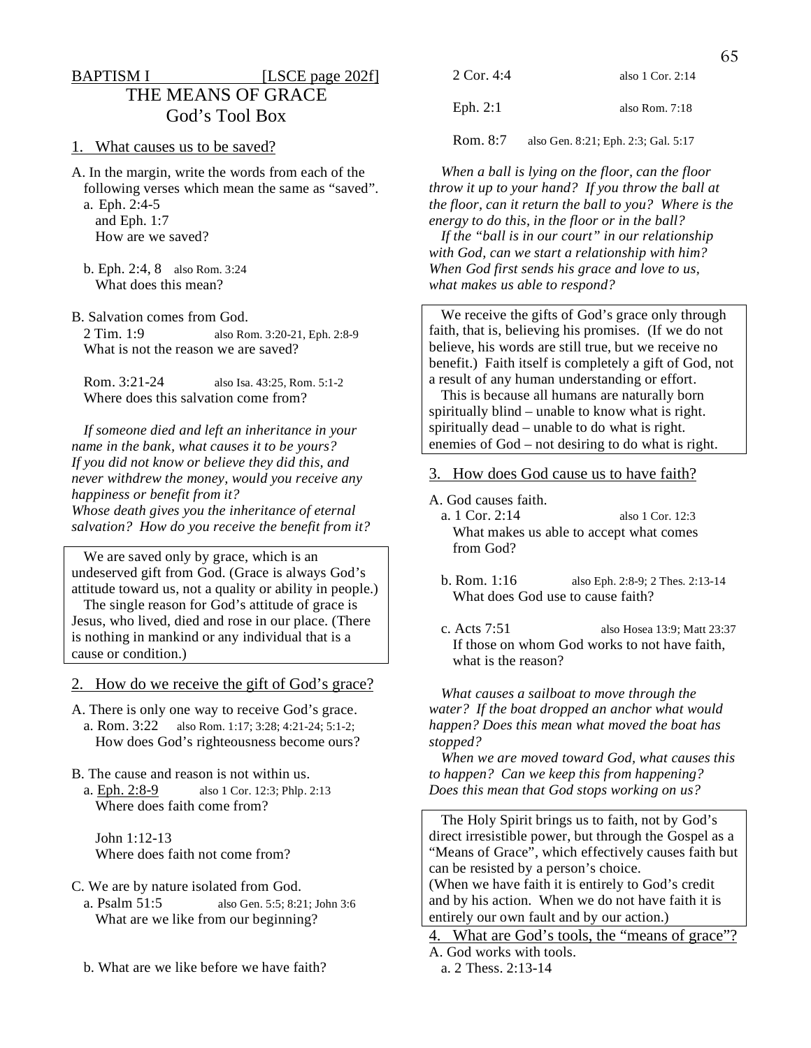BAPTISM I [LSCE page 202f]

# THE MEANS OF GRACE
## God's Tool Box

### 1. What causes us to be saved?

A. In the margin, write the words from each of the following verses which mean the same as "saved".
  a. Eph. 2:4-5
    and Eph. 1:7
    How are we saved?

  b. Eph. 2:4, 8  also Rom. 3:24
    What does this mean?

B. Salvation comes from God.
  2 Tim. 1:9  also Rom. 3:20-21, Eph. 2:8-9
  What is not the reason we are saved?

  Rom. 3:21-24  also Isa. 43:25, Rom. 5:1-2
  Where does this salvation come from?

*If someone died and left an inheritance in your name in the bank, what causes it to be yours? If you did not know or believe they did this, and never withdrew the money, would you receive any happiness or benefit from it? Whose death gives you the inheritance of eternal salvation? How do you receive the benefit from it?*

> We are saved only by grace, which is an undeserved gift from God. (Grace is always God's attitude toward us, not a quality or ability in people.)
> The single reason for God's attitude of grace is Jesus, who lived, died and rose in our place. (There is nothing in mankind or any individual that is a cause or condition.)

### 2. How do we receive the gift of God's grace?

A. There is only one way to receive God's grace.
  a. Rom. 3:22  also Rom. 1:17; 3:28; 4:21-24; 5:1-2;
    How does God's righteousness become ours?

B. The cause and reason is not within us.
  a. Eph. 2:8-9  also 1 Cor. 12:3; Phlp. 2:13
    Where does faith come from?

    John 1:12-13
    Where does faith not come from?

C. We are by nature isolated from God.
  a. Psalm 51:5  also Gen. 5:5; 8:21; John 3:6
    What are we like from our beginning?

  b. What are we like before we have faith?

  2 Cor. 4:4  also 1 Cor. 2:14

  Eph. 2:1  also Rom. 7:18

  Rom. 8:7  also Gen. 8:21; Eph. 2:3; Gal. 5:17

*When a ball is lying on the floor, can the floor throw it up to your hand? If you throw the ball at the floor, can it return the ball to you? Where is the energy to do this, in the floor or in the ball?*
*If the "ball is in our court" in our relationship with God, can we start a relationship with him? When God first sends his grace and love to us, what makes us able to respond?*

> We receive the gifts of God's grace only through faith, that is, believing his promises. (If we do not believe, his words are still true, but we receive no benefit.) Faith itself is completely a gift of God, not a result of any human understanding or effort.
> This is because all humans are naturally born
> spiritually blind – unable to know what is right.
> spiritually dead – unable to do what is right.
> enemies of God – not desiring to do what is right.

### 3. How does God cause us to have faith?

A. God causes faith.
  a. 1 Cor. 2:14  also 1 Cor. 12:3
    What makes us able to accept what comes from God?

  b. Rom. 1:16  also Eph. 2:8-9; 2 Thes. 2:13-14
    What does God use to cause faith?

  c. Acts 7:51  also Hosea 13:9; Matt 23:37
    If those on whom God works to not have faith, what is the reason?

*What causes a sailboat to move through the water? If the boat dropped an anchor what would happen? Does this mean what moved the boat has stopped?*
*When we are moved toward God, what causes this to happen? Can we keep this from happening? Does this mean that God stops working on us?*

> The Holy Spirit brings us to faith, not by God's direct irresistible power, but through the Gospel as a "Means of Grace", which effectively causes faith but can be resisted by a person's choice.
> (When we have faith it is entirely to God's credit and by his action. When we do not have faith it is entirely our own fault and by our action.)

### 4. What are God's tools, the "means of grace"?

A. God works with tools.
  a. 2 Thess. 2:13-14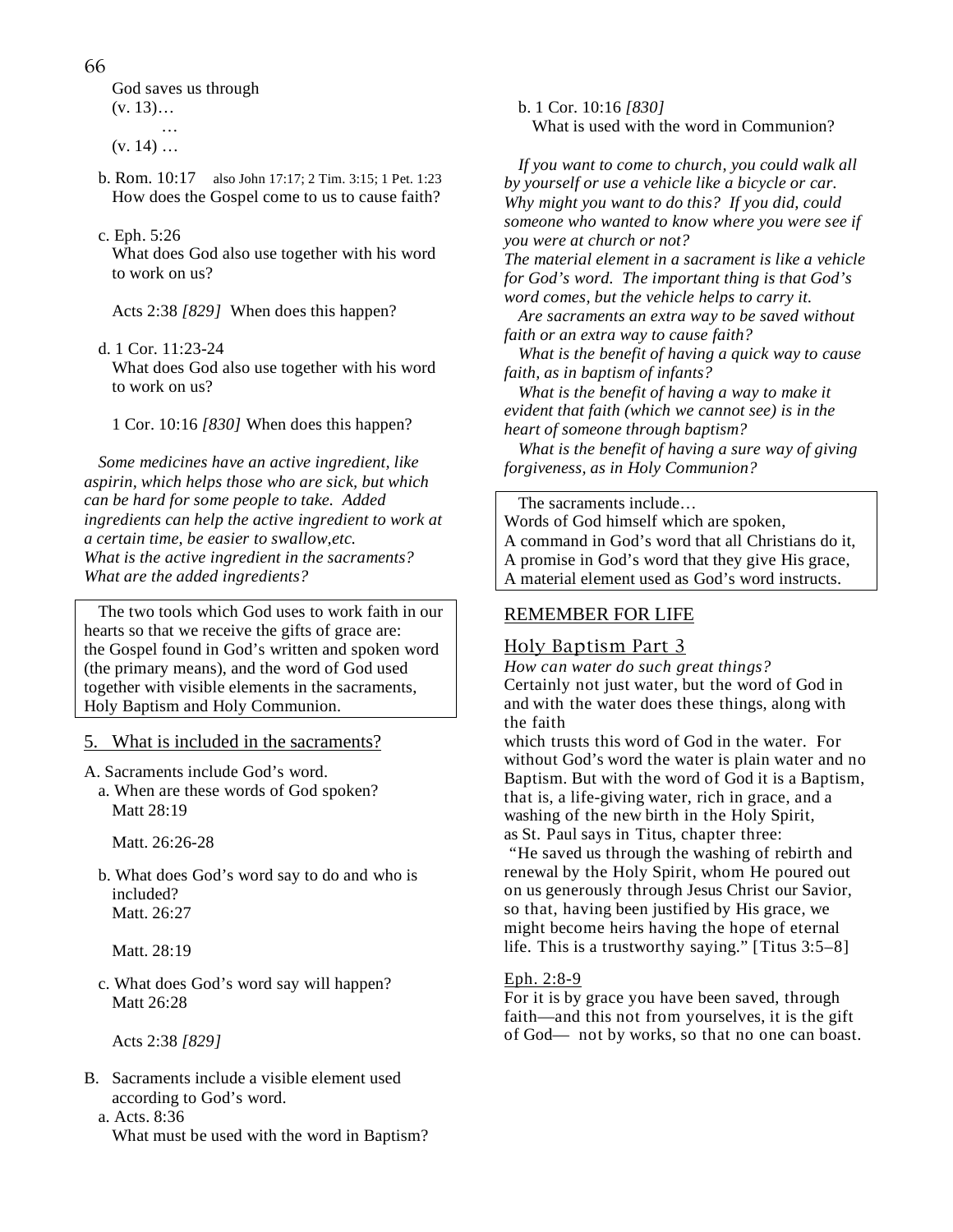God saves us through
(v. 13)…
…
(v. 14) …

b. Rom. 10:17 also John 17:17; 2 Tim. 3:15; 1 Pet. 1:23
How does the Gospel come to us to cause faith?

c. Eph. 5:26
What does God also use together with his word to work on us?

Acts 2:38 *[829]* When does this happen?

d. 1 Cor. 11:23-24
What does God also use together with his word to work on us?

1 Cor. 10:16 *[830]* When does this happen?

*Some medicines have an active ingredient, like aspirin, which helps those who are sick, but which can be hard for some people to take. Added ingredients can help the active ingredient to work at a certain time, be easier to swallow,etc.*
*What is the active ingredient in the sacraments?*
*What are the added ingredients?*

> The two tools which God uses to work faith in our hearts so that we receive the gifts of grace are: the Gospel found in God's written and spoken word (the primary means), and the word of God used together with visible elements in the sacraments, Holy Baptism and Holy Communion.

## 5. What is included in the sacraments?

A. Sacraments include God's word.

a. When are these words of God spoken?
Matt 28:19

Matt. 26:26-28

b. What does God's word say to do and who is included?
Matt. 26:27

Matt. 28:19

c. What does God's word say will happen?
Matt 26:28

Acts 2:38 *[829]*

B. Sacraments include a visible element used according to God's word.

a. Acts. 8:36
What must be used with the word in Baptism?

b. 1 Cor. 10:16 *[830]*
What is used with the word in Communion?

*If you want to come to church, you could walk all by yourself or use a vehicle like a bicycle or car. Why might you want to do this? If you did, could someone who wanted to know where you were see if you were at church or not?*
*The material element in a sacrament is like a vehicle for God's word. The important thing is that God's word comes, but the vehicle helps to carry it.*
*Are sacraments an extra way to be saved without faith or an extra way to cause faith?*
*What is the benefit of having a quick way to cause faith, as in baptism of infants?*
*What is the benefit of having a way to make it evident that faith (which we cannot see) is in the heart of someone through baptism?*
*What is the benefit of having a sure way of giving forgiveness, as in Holy Communion?*

> The sacraments include…
> Words of God himself which are spoken,
> A command in God's word that all Christians do it,
> A promise in God's word that they give His grace,
> A material element used as God's word instructs.

## REMEMBER FOR LIFE

### Holy Baptism Part 3

*How can water do such great things?*
Certainly not just water, but the word of God in and with the water does these things, along with the faith which trusts this word of God in the water. For without God's word the water is plain water and no Baptism. But with the word of God it is a Baptism, that is, a life-giving water, rich in grace, and a washing of the new birth in the Holy Spirit, as St. Paul says in Titus, chapter three:
"He saved us through the washing of rebirth and renewal by the Holy Spirit, whom He poured out on us generously through Jesus Christ our Savior, so that, having been justified by His grace, we might become heirs having the hope of eternal life. This is a trustworthy saying." [Titus 3:5–8]

Eph. 2:8-9
For it is by grace you have been saved, through faith—and this not from yourselves, it is the gift of God— not by works, so that no one can boast.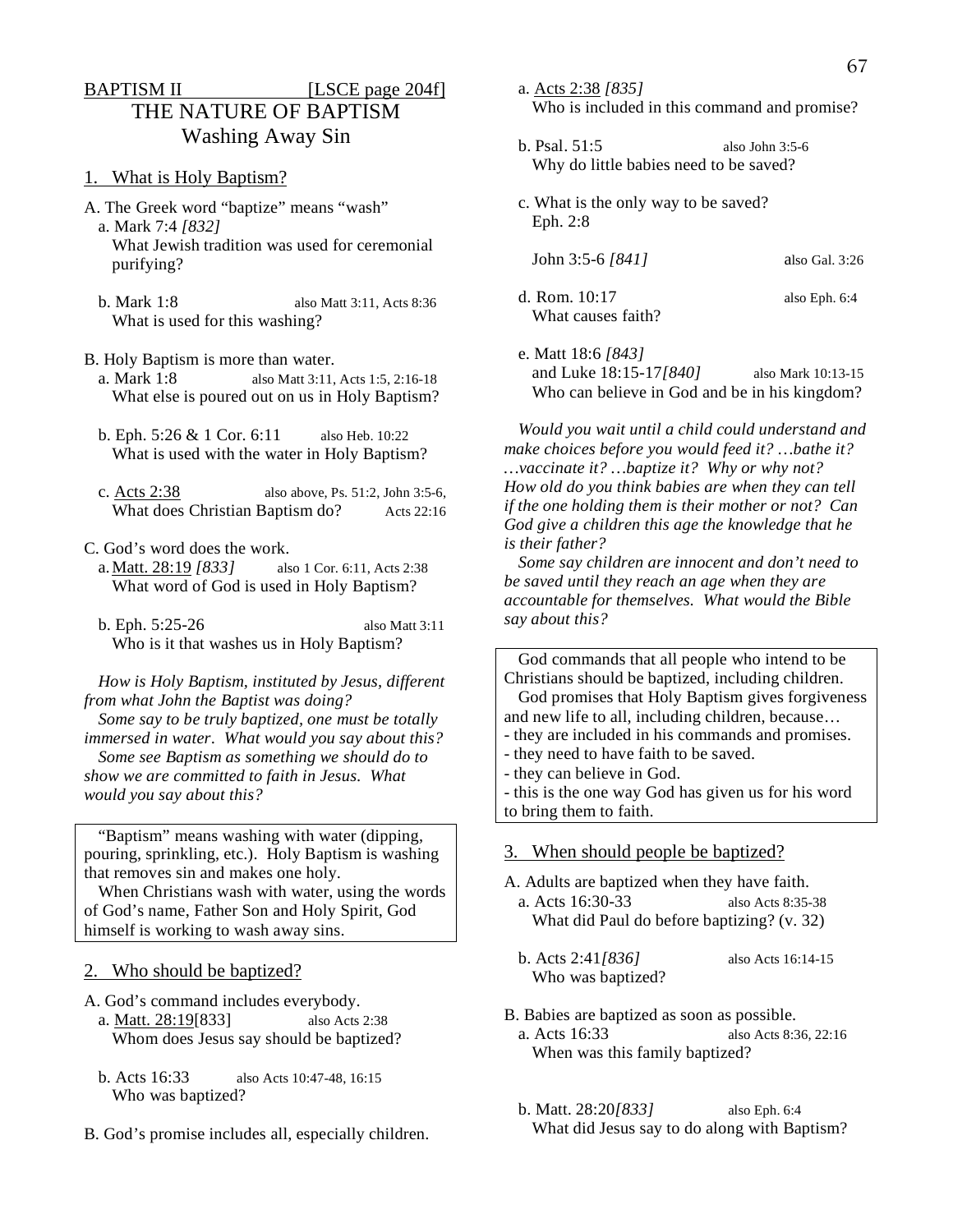BAPTISM II [LSCE page 204f]

# THE NATURE OF BAPTISM
## Washing Away Sin

### 1. What is Holy Baptism?

A. The Greek word "baptize" means "wash"

a. Mark 7:4 *[832]*
What Jewish tradition was used for ceremonial purifying?

b. Mark 1:8 also Matt 3:11, Acts 8:36
What is used for this washing?

B. Holy Baptism is more than water.

a. Mark 1:8 also Matt 3:11, Acts 1:5, 2:16-18
What else is poured out on us in Holy Baptism?

b. Eph. 5:26 & 1 Cor. 6:11 also Heb. 10:22
What is used with the water in Holy Baptism?

c. Acts 2:38 also above, Ps. 51:2, John 3:5-6, Acts 22:16
What does Christian Baptism do?

C. God's word does the work.

a. Matt. 28:19 *[833]* also 1 Cor. 6:11, Acts 2:38
What word of God is used in Holy Baptism?

b. Eph. 5:25-26 also Matt 3:11
Who is it that washes us in Holy Baptism?

*How is Holy Baptism, instituted by Jesus, different from what John the Baptist was doing?*

*Some say to be truly baptized, one must be totally immersed in water. What would you say about this?*

*Some see Baptism as something we should do to show we are committed to faith in Jesus. What would you say about this?*

> "Baptism" means washing with water (dipping, pouring, sprinkling, etc.). Holy Baptism is washing that removes sin and makes one holy.
> When Christians wash with water, using the words of God's name, Father Son and Holy Spirit, God himself is working to wash away sins.

### 2. Who should be baptized?

A. God's command includes everybody.

a. Matt. 28:19[833] also Acts 2:38
Whom does Jesus say should be baptized?

b. Acts 16:33 also Acts 10:47-48, 16:15
Who was baptized?

B. God's promise includes all, especially children.

a. Acts 2:38 *[835]*
Who is included in this command and promise?

b. Psal. 51:5 also John 3:5-6
Why do little babies need to be saved?

c. What is the only way to be saved?
Eph. 2:8

John 3:5-6 *[841]* also Gal. 3:26

d. Rom. 10:17 also Eph. 6:4
What causes faith?

e. Matt 18:6 *[843]*
and Luke 18:15-17*[840]* also Mark 10:13-15
Who can believe in God and be in his kingdom?

*Would you wait until a child could understand and make choices before you would feed it? …bathe it? …vaccinate it? …baptize it? Why or why not? How old do you think babies are when they can tell if the one holding them is their mother or not? Can God give a children this age the knowledge that he is their father?*

*Some say children are innocent and don't need to be saved until they reach an age when they are accountable for themselves. What would the Bible say about this?*

> God commands that all people who intend to be Christians should be baptized, including children.
> God promises that Holy Baptism gives forgiveness and new life to all, including children, because…
> - they are included in his commands and promises.
> - they need to have faith to be saved.
> - they can believe in God.
> - this is the one way God has given us for his word to bring them to faith.

### 3. When should people be baptized?

A. Adults are baptized when they have faith.

a. Acts 16:30-33 also Acts 8:35-38
What did Paul do before baptizing? (v. 32)

b. Acts 2:41*[836]* also Acts 16:14-15
Who was baptized?

B. Babies are baptized as soon as possible.

a. Acts 16:33 also Acts 8:36, 22:16
When was this family baptized?

b. Matt. 28:20*[833]* also Eph. 6:4
What did Jesus say to do along with Baptism?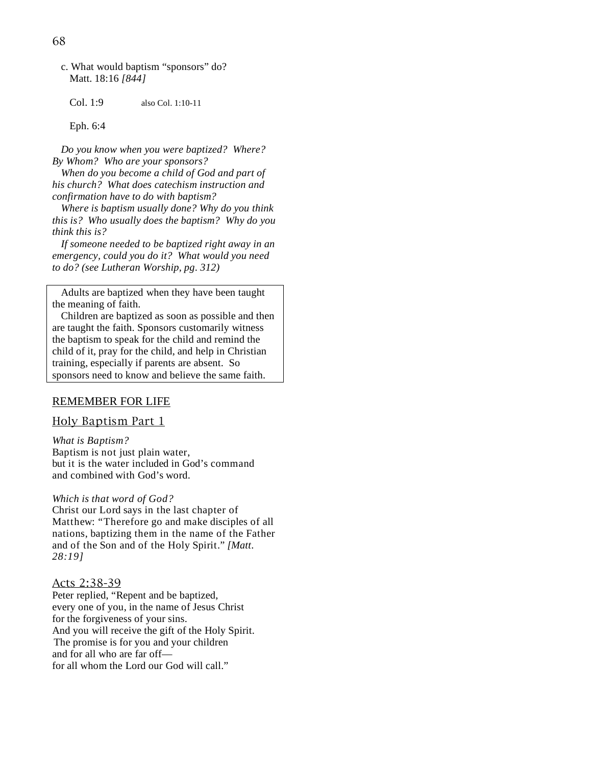c. What would baptism "sponsors" do?
Matt. 18:16 *[844]*

Col. 1:9 also Col. 1:10-11

Eph. 6:4

*Do you know when you were baptized? Where? By Whom? Who are your sponsors?*
*When do you become a child of God and part of his church? What does catechism instruction and confirmation have to do with baptism?*
*Where is baptism usually done? Why do you think this is? Who usually does the baptism? Why do you think this is?*
*If someone needed to be baptized right away in an emergency, could you do it? What would you need to do? (see Lutheran Worship, pg. 312)*

> Adults are baptized when they have been taught the meaning of faith.
> Children are baptized as soon as possible and then are taught the faith. Sponsors customarily witness the baptism to speak for the child and remind the child of it, pray for the child, and help in Christian training, especially if parents are absent. So sponsors need to know and believe the same faith.

## REMEMBER FOR LIFE

### Holy Baptism Part 1

*What is Baptism?*
Baptism is not just plain water,
but it is the water included in God's command
and combined with God's word.

*Which is that word of God?*
Christ our Lord says in the last chapter of Matthew: "Therefore go and make disciples of all nations, baptizing them in the name of the Father and of the Son and of the Holy Spirit." *[Matt. 28:19]*

### Acts 2:38-39

Peter replied, "Repent and be baptized,
every one of you, in the name of Jesus Christ
for the forgiveness of your sins.
And you will receive the gift of the Holy Spirit.
The promise is for you and your children
and for all who are far off—
for all whom the Lord our God will call."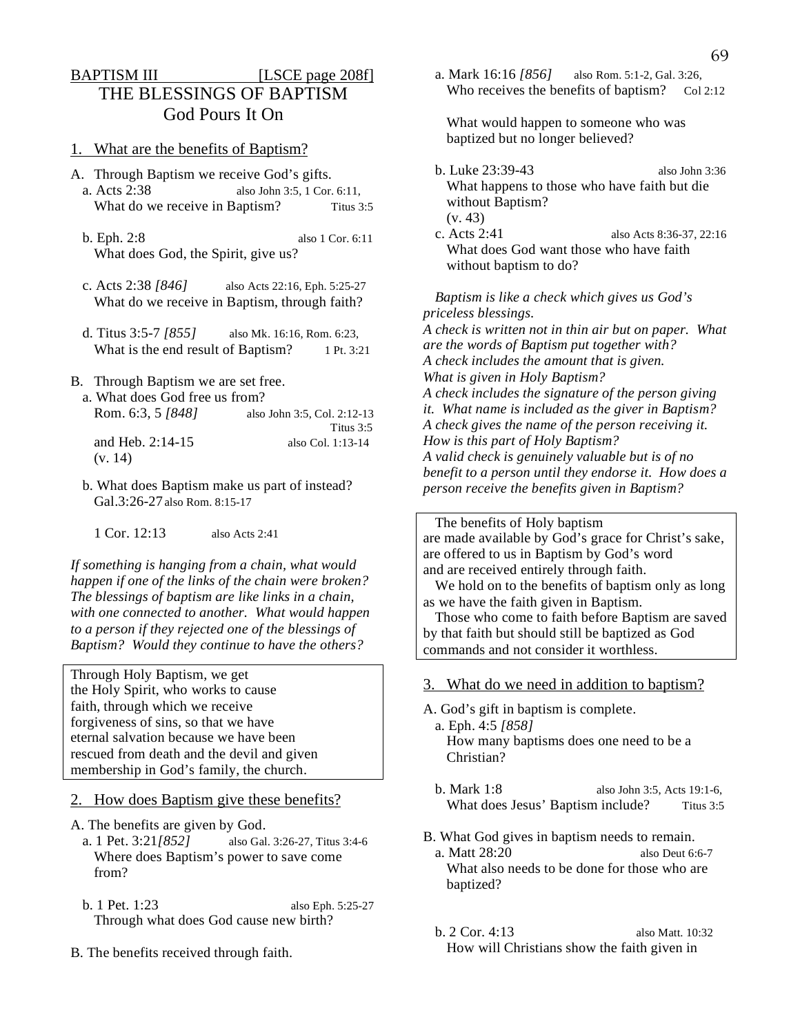BAPTISM III [LSCE page 208f]

# THE BLESSINGS OF BAPTISM
## God Pours It On

## 1. What are the benefits of Baptism?

A. Through Baptism we receive God's gifts.

a. Acts 2:38 — also John 3:5, 1 Cor. 6:11, Titus 3:5
What do we receive in Baptism?

b. Eph. 2:8 — also 1 Cor. 6:11
What does God, the Spirit, give us?

c. Acts 2:38 *[846]* — also Acts 22:16, Eph. 5:25-27
What do we receive in Baptism, through faith?

d. Titus 3:5-7 *[855]* — also Mk. 16:16, Rom. 6:23, 1 Pt. 3:21
What is the end result of Baptism?

B. Through Baptism we are set free.

a. What does God free us from?
Rom. 6:3, 5 *[848]* — also John 3:5, Col. 2:12-13, Titus 3:5
and Heb. 2:14-15 — also Col. 1:13-14
(v. 14)

b. What does Baptism make us part of instead?
Gal.3:26-27 also Rom. 8:15-17

1 Cor. 12:13 — also Acts 2:41

*If something is hanging from a chain, what would happen if one of the links of the chain were broken? The blessings of baptism are like links in a chain, with one connected to another. What would happen to a person if they rejected one of the blessings of Baptism? Would they continue to have the others?*

> Through Holy Baptism, we get the Holy Spirit, who works to cause faith, through which we receive forgiveness of sins, so that we have eternal salvation because we have been rescued from death and the devil and given membership in God's family, the church.

## 2. How does Baptism give these benefits?

A. The benefits are given by God.

a. 1 Pet. 3:21*[852]* — also Gal. 3:26-27, Titus 3:4-6
Where does Baptism's power to save come from?

b. 1 Pet. 1:23 — also Eph. 5:25-27
Through what does God cause new birth?

B. The benefits received through faith.

a. Mark 16:16 *[856]* — also Rom. 5:1-2, Gal. 3:26, Col 2:12
Who receives the benefits of baptism?

What would happen to someone who was baptized but no longer believed?

b. Luke 23:39-43 — also John 3:36
What happens to those who have faith but die without Baptism?
(v. 43)

c. Acts 2:41 — also Acts 8:36-37, 22:16
What does God want those who have faith without baptism to do?

*Baptism is like a check which gives us God's priceless blessings.*
*A check is written not in thin air but on paper. What are the words of Baptism put together with?*
*A check includes the amount that is given.*
*What is given in Holy Baptism?*
*A check includes the signature of the person giving it. What name is included as the giver in Baptism?*
*A check gives the name of the person receiving it.*
*How is this part of Holy Baptism?*
*A valid check is genuinely valuable but is of no benefit to a person until they endorse it. How does a person receive the benefits given in Baptism?*

> The benefits of Holy baptism are made available by God's grace for Christ's sake, are offered to us in Baptism by God's word and are received entirely through faith.
> We hold on to the benefits of baptism only as long as we have the faith given in Baptism.
> Those who come to faith before Baptism are saved by that faith but should still be baptized as God commands and not consider it worthless.

## 3. What do we need in addition to baptism?

A. God's gift in baptism is complete.

a. Eph. 4:5 *[858]*
How many baptisms does one need to be a Christian?

b. Mark 1:8 — also John 3:5, Acts 19:1-6, Titus 3:5
What does Jesus' Baptism include?

B. What God gives in baptism needs to remain.

a. Matt 28:20 — also Deut 6:6-7
What also needs to be done for those who are baptized?

b. 2 Cor. 4:13 — also Matt. 10:32
How will Christians show the faith given in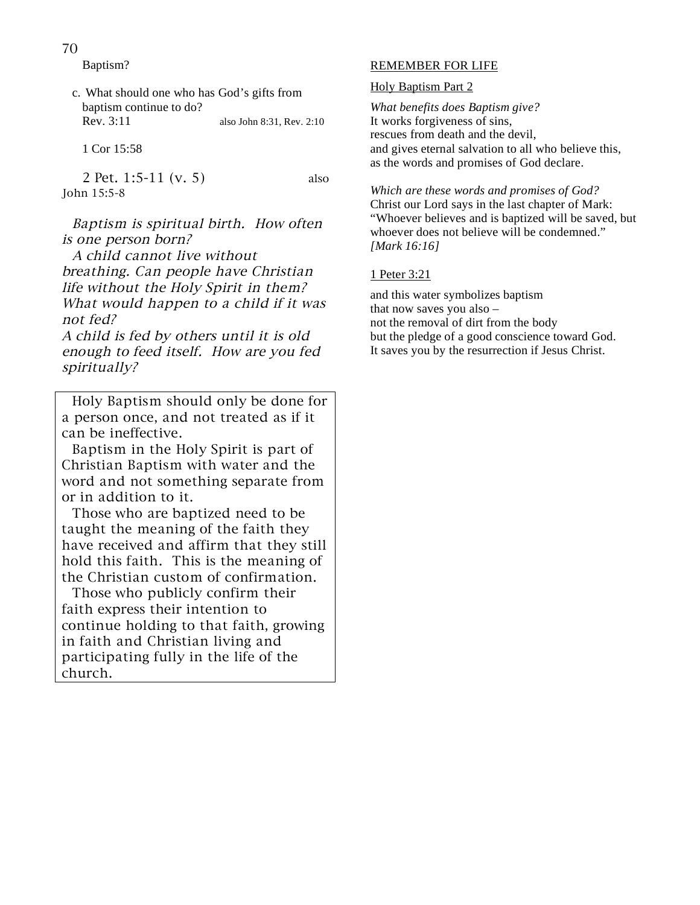Baptism?

c. What should one who has God's gifts from baptism continue to do?
   Rev. 3:11 also John 8:31, Rev. 2:10

   1 Cor 15:58

   2 Pet. 1:5-11 (v. 5) also John 15:5-8

*Baptism is spiritual birth. How often is one person born?*
*A child cannot live without breathing. Can people have Christian life without the Holy Spirit in them? What would happen to a child if it was not fed?*
*A child is fed by others until it is old enough to feed itself. How are you fed spiritually?*

> Holy Baptism should only be done for a person once, and not treated as if it can be ineffective.
> Baptism in the Holy Spirit is part of Christian Baptism with water and the word and not something separate from or in addition to it.
> Those who are baptized need to be taught the meaning of the faith they have received and affirm that they still hold this faith. This is the meaning of the Christian custom of confirmation.
> Those who publicly confirm their faith express their intention to continue holding to that faith, growing in faith and Christian living and participating fully in the life of the church.

REMEMBER FOR LIFE

Holy Baptism Part 2

*What benefits does Baptism give?*
It works forgiveness of sins,
rescues from death and the devil,
and gives eternal salvation to all who believe this,
as the words and promises of God declare.

*Which are these words and promises of God?*
Christ our Lord says in the last chapter of Mark:
"Whoever believes and is baptized will be saved, but whoever does not believe will be condemned."
*[Mark 16:16]*

1 Peter 3:21

and this water symbolizes baptism
that now saves you also –
not the removal of dirt from the body
but the pledge of a good conscience toward God.
It saves you by the resurrection if Jesus Christ.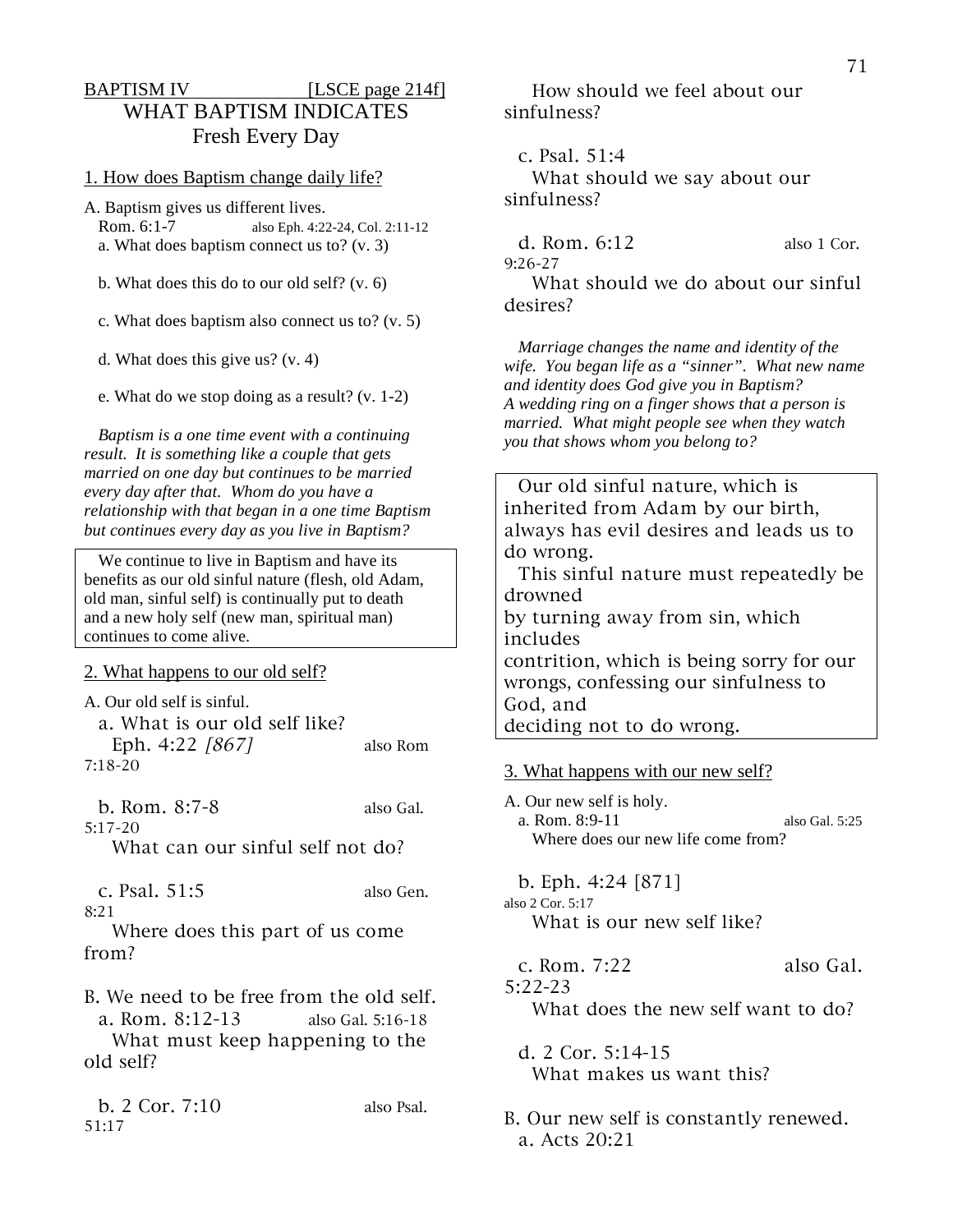BAPTISM IV [LSCE page 214f]

# WHAT BAPTISM INDICATES
## Fresh Every Day

### 1. How does Baptism change daily life?

A. Baptism gives us different lives.
Rom. 6:1-7 also Eph. 4:22-24, Col. 2:11-12

a. What does baptism connect us to? (v. 3)

b. What does this do to our old self? (v. 6)

c. What does baptism also connect us to? (v. 5)

d. What does this give us? (v. 4)

e. What do we stop doing as a result? (v. 1-2)

*Baptism is a one time event with a continuing result. It is something like a couple that gets married on one day but continues to be married every day after that. Whom do you have a relationship with that began in a one time Baptism but continues every day as you live in Baptism?*

> We continue to live in Baptism and have its benefits as our old sinful nature (flesh, old Adam, old man, sinful self) is continually put to death and a new holy self (new man, spiritual man) continues to come alive.

### 2. What happens to our old self?

A. Our old self is sinful.

a. What is our old self like?
Eph. 4:22 *[867]* also Rom 7:18-20

b. Rom. 8:7-8 also Gal. 5:17-20
What can our sinful self not do?

c. Psal. 51:5 also Gen. 8:21
Where does this part of us come from?

B. We need to be free from the old self.

a. Rom. 8:12-13 also Gal. 5:16-18
What must keep happening to the old self?

b. 2 Cor. 7:10 also Psal. 51:17
How should we feel about our sinfulness?

c. Psal. 51:4
What should we say about our sinfulness?

d. Rom. 6:12 also 1 Cor. 9:26-27
What should we do about our sinful desires?

*Marriage changes the name and identity of the wife. You began life as a "sinner". What new name and identity does God give you in Baptism?*
*A wedding ring on a finger shows that a person is married. What might people see when they watch you that shows whom you belong to?*

> Our old sinful nature, which is inherited from Adam by our birth, always has evil desires and leads us to do wrong.
> This sinful nature must repeatedly be drowned
> by turning away from sin, which includes
> contrition, which is being sorry for our wrongs, confessing our sinfulness to God, and
> deciding not to do wrong.

### 3. What happens with our new self?

A. Our new self is holy.

a. Rom. 8:9-11 also Gal. 5:25
Where does our new life come from?

b. Eph. 4:24 [871] also 2 Cor. 5:17
What is our new self like?

c. Rom. 7:22 also Gal. 5:22-23
What does the new self want to do?

d. 2 Cor. 5:14-15
What makes us want this?

B. Our new self is constantly renewed.

a. Acts 20:21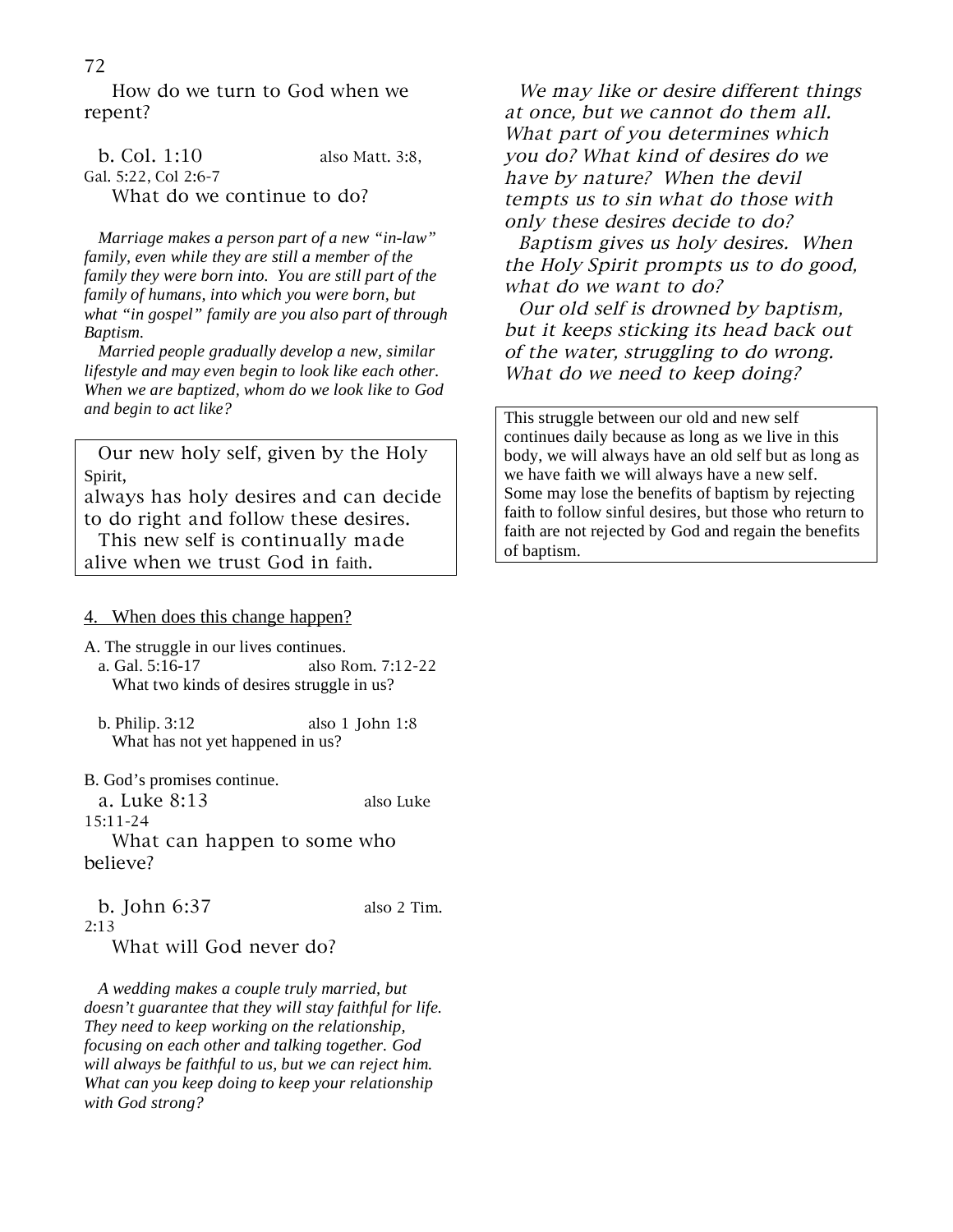How do we turn to God when we repent?

b. Col. 1:10 also Matt. 3:8, Gal. 5:22, Col 2:6-7

What do we continue to do?

*Marriage makes a person part of a new "in-law" family, even while they are still a member of the family they were born into. You are still part of the family of humans, into which you were born, but what "in gospel" family are you also part of through Baptism.*

*Married people gradually develop a new, similar lifestyle and may even begin to look like each other. When we are baptized, whom do we look like to God and begin to act like?*

> Our new holy self, given by the Holy Spirit, always has holy desires and can decide to do right and follow these desires.
> This new self is continually made alive when we trust God in faith.

4. When does this change happen?

A. The struggle in our lives continues.

a. Gal. 5:16-17 also Rom. 7:12-22

What two kinds of desires struggle in us?

b. Philip. 3:12 also 1 John 1:8

What has not yet happened in us?

B. God's promises continue.

a. Luke 8:13 also Luke 15:11-24

What can happen to some who believe?

b. John 6:37 also 2 Tim. 2:13

What will God never do?

*A wedding makes a couple truly married, but doesn't guarantee that they will stay faithful for life. They need to keep working on the relationship, focusing on each other and talking together. God will always be faithful to us, but we can reject him. What can you keep doing to keep your relationship with God strong?*

*We may like or desire different things at once, but we cannot do them all. What part of you determines which you do? What kind of desires do we have by nature? When the devil tempts us to sin what do those with only these desires decide to do?*

*Baptism gives us holy desires. When the Holy Spirit prompts us to do good, what do we want to do?*

*Our old self is drowned by baptism, but it keeps sticking its head back out of the water, struggling to do wrong. What do we need to keep doing?*

> This struggle between our old and new self continues daily because as long as we live in this body, we will always have an old self but as long as we have faith we will always have a new self. Some may lose the benefits of baptism by rejecting faith to follow sinful desires, but those who return to faith are not rejected by God and regain the benefits of baptism.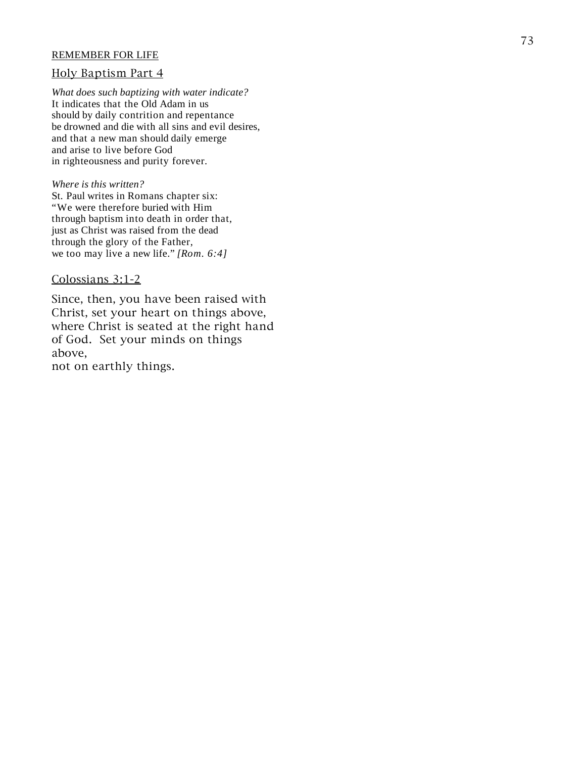REMEMBER FOR LIFE

## Holy Baptism Part 4

*What does such baptizing with water indicate?*
It indicates that the Old Adam in us
should by daily contrition and repentance
be drowned and die with all sins and evil desires,
and that a new man should daily emerge
and arise to live before God
in righteousness and purity forever.

*Where is this written?*
St. Paul writes in Romans chapter six:
"We were therefore buried with Him
through baptism into death in order that,
just as Christ was raised from the dead
through the glory of the Father,
we too may live a new life." *[Rom. 6:4]*

## Colossians 3:1-2

Since, then, you have been raised with
Christ, set your heart on things above,
where Christ is seated at the right hand
of God. Set your minds on things
above,
not on earthly things.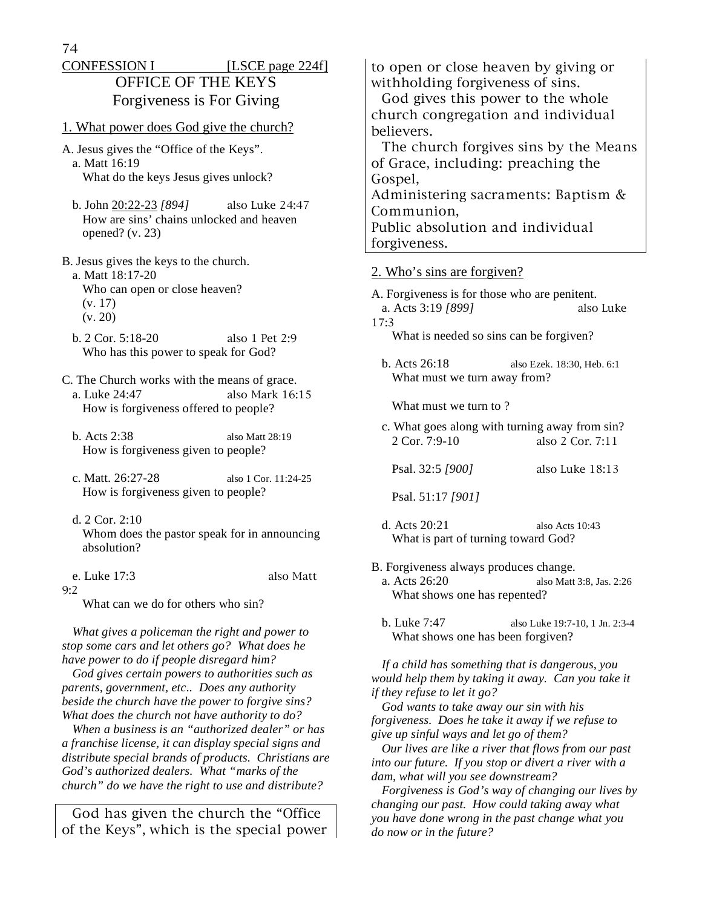CONFESSION I [LSCE page 224f]

# OFFICE OF THE KEYS
## Forgiveness is For Giving

1. What power does God give the church?

A. Jesus gives the "Office of the Keys".
- a. Matt 16:19
  What do the keys Jesus gives unlock?
- b. John 20:22-23 *[894]* also Luke 24:47
  How are sins' chains unlocked and heaven opened? (v. 23)

B. Jesus gives the keys to the church.
- a. Matt 18:17-20
  Who can open or close heaven?
  (v. 17)
  (v. 20)
- b. 2 Cor. 5:18-20 also 1 Pet 2:9
  Who has this power to speak for God?

C. The Church works with the means of grace.
- a. Luke 24:47 also Mark 16:15
  How is forgiveness offered to people?
- b. Acts 2:38 also Matt 28:19
  How is forgiveness given to people?
- c. Matt. 26:27-28 also 1 Cor. 11:24-25
  How is forgiveness given to people?
- d. 2 Cor. 2:10
  Whom does the pastor speak for in announcing absolution?
- e. Luke 17:3 also Matt 9:2
  What can we do for others who sin?

*What gives a policeman the right and power to stop some cars and let others go? What does he have power to do if people disregard him?*

*God gives certain powers to authorities such as parents, government, etc.. Does any authority beside the church have the power to forgive sins? What does the church not have authority to do?*

*When a business is an "authorized dealer" or has a franchise license, it can display special signs and distribute special brands of products. Christians are God's authorized dealers. What "marks of the church" do we have the right to use and distribute?*

God has given the church the "Office of the Keys", which is the special power to open or close heaven by giving or withholding forgiveness of sins.
God gives this power to the whole church congregation and individual believers.
The church forgives sins by the Means of Grace, including: preaching the Gospel,
Administering sacraments: Baptism & Communion,
Public absolution and individual forgiveness.

2. Who's sins are forgiven?

A. Forgiveness is for those who are penitent.
- a. Acts 3:19 *[899]* also Luke 17:3
  What is needed so sins can be forgiven?
- b. Acts 26:18 also Ezek. 18:30, Heb. 6:1
  What must we turn away from?
  What must we turn to ?
- c. What goes along with turning away from sin?
  2 Cor. 7:9-10 also 2 Cor. 7:11
  Psal. 32:5 *[900]* also Luke 18:13
  Psal. 51:17 *[901]*
- d. Acts 20:21 also Acts 10:43
  What is part of turning toward God?

B. Forgiveness always produces change.
- a. Acts 26:20 also Matt 3:8, Jas. 2:26
  What shows one has repented?
- b. Luke 7:47 also Luke 19:7-10, 1 Jn. 2:3-4
  What shows one has been forgiven?

*If a child has something that is dangerous, you would help them by taking it away. Can you take it if they refuse to let it go?*

*God wants to take away our sin with his forgiveness. Does he take it away if we refuse to give up sinful ways and let go of them?*

*Our lives are like a river that flows from our past into our future. If you stop or divert a river with a dam, what will you see downstream?*

*Forgiveness is God's way of changing our lives by changing our past. How could taking away what you have done wrong in the past change what you do now or in the future?*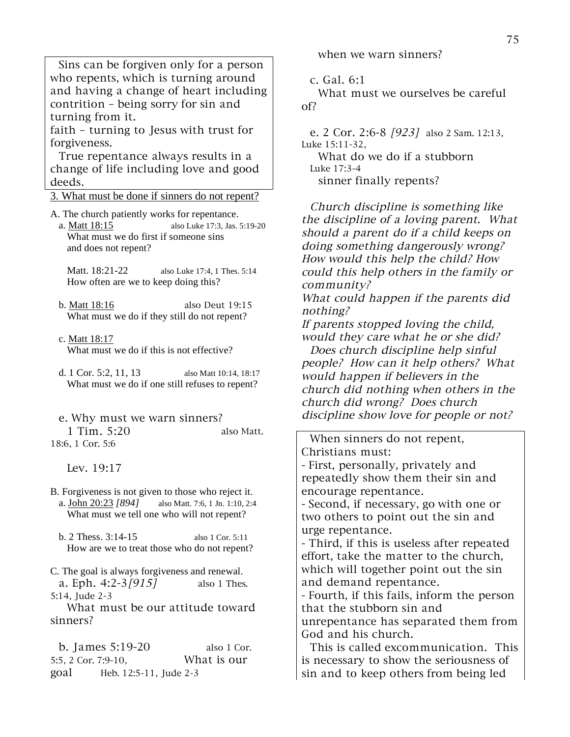Sins can be forgiven only for a person who repents, which is turning around and having a change of heart including contrition – being sorry for sin and turning from it.
faith – turning to Jesus with trust for forgiveness.
True repentance always results in a change of life including love and good deeds.

3. What must be done if sinners do not repent?

A. The church patiently works for repentance.

a. Matt 18:15 — also Luke 17:3, Jas. 5:19-20
What must we do first if someone sins and does not repent?

Matt. 18:21-22 — also Luke 17:4, 1 Thes. 5:14
How often are we to keep doing this?

b. Matt 18:16 — also Deut 19:15
What must we do if they still do not repent?

c. Matt 18:17
What must we do if this is not effective?

d. 1 Cor. 5:2, 11, 13 — also Matt 10:14, 18:17
What must we do if one still refuses to repent?

e. Why must we warn sinners?
1 Tim. 5:20 — also Matt. 18:6, 1 Cor. 5:6

Lev. 19:17

B. Forgiveness is not given to those who reject it.

a. John 20:23 *[894]* — also Matt. 7:6, 1 Jn. 1:10, 2:4
What must we tell one who will not repent?

b. 2 Thess. 3:14-15 — also 1 Cor. 5:11
How are we to treat those who do not repent?

C. The goal is always forgiveness and renewal.

a. Eph. 4:2-3 *[915]* — also 1 Thes. 5:14, Jude 2-3
What must be our attitude toward sinners?

b. James 5:19-20 — also 1 Cor. 5:5, 2 Cor. 7:9-10, Heb. 12:5-11, Jude 2-3
What is our goal when we warn sinners?

c. Gal. 6:1
What must we ourselves be careful of?

e. 2 Cor. 2:6-8 *[923]* also 2 Sam. 12:13, Luke 15:11-32, Luke 17:3-4
What do we do if a stubborn sinner finally repents?

*Church discipline is something like the discipline of a loving parent. What should a parent do if a child keeps on doing something dangerously wrong? How would this help the child? How could this help others in the family or community?*
*What could happen if the parents did nothing?*
*If parents stopped loving the child, would they care what he or she did?*
*Does church discipline help sinful people? How can it help others? What would happen if believers in the church did nothing when others in the church did wrong? Does church discipline show love for people or not?*

When sinners do not repent, Christians must:
- First, personally, privately and repeatedly show them their sin and encourage repentance.
- Second, if necessary, go with one or two others to point out the sin and urge repentance.
- Third, if this is useless after repeated effort, take the matter to the church, which will together point out the sin and demand repentance.
- Fourth, if this fails, inform the person that the stubborn sin and unrepentance has separated them from God and his church.
This is called excommunication. This is necessary to show the seriousness of sin and to keep others from being led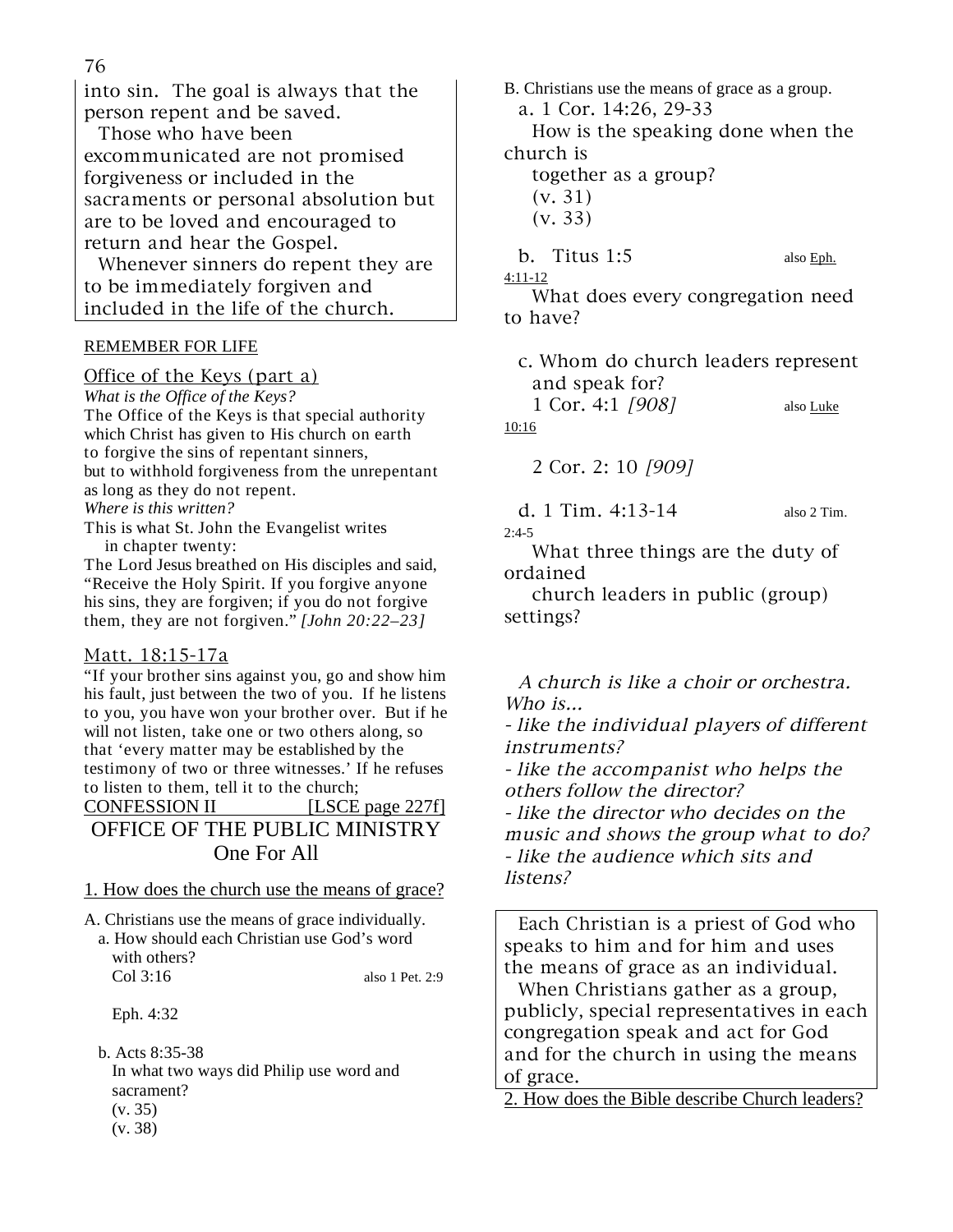into sin. The goal is always that the person repent and be saved.

Those who have been excommunicated are not promised forgiveness or included in the sacraments or personal absolution but are to be loved and encouraged to return and hear the Gospel.

Whenever sinners do repent they are to be immediately forgiven and included in the life of the church.

REMEMBER FOR LIFE

Office of the Keys (part a)

*What is the Office of the Keys?*

The Office of the Keys is that special authority which Christ has given to His church on earth to forgive the sins of repentant sinners, but to withhold forgiveness from the unrepentant as long as they do not repent.

*Where is this written?*

This is what St. John the Evangelist writes in chapter twenty:

The Lord Jesus breathed on His disciples and said, "Receive the Holy Spirit. If you forgive anyone his sins, they are forgiven; if you do not forgive them, they are not forgiven." *[John 20:22–23]*

Matt. 18:15-17a

"If your brother sins against you, go and show him his fault, just between the two of you. If he listens to you, you have won your brother over. But if he will not listen, take one or two others along, so that 'every matter may be established by the testimony of two or three witnesses.' If he refuses to listen to them, tell it to the church;

CONFESSION II [LSCE page 227f]

# OFFICE OF THE PUBLIC MINISTRY
## One For All

1. How does the church use the means of grace?

A. Christians use the means of grace individually.

a. How should each Christian use God's word with others?
Col 3:16 — also 1 Pet. 2:9

Eph. 4:32

b. Acts 8:35-38
In what two ways did Philip use word and sacrament?
(v. 35)
(v. 38)

B. Christians use the means of grace as a group.

a. 1 Cor. 14:26, 29-33
How is the speaking done when the church is together as a group?
(v. 31)
(v. 33)

b. Titus 1:5 — also Eph. 4:11-12
What does every congregation need to have?

c. Whom do church leaders represent and speak for?
1 Cor. 4:1 *[908]* — also Luke 10:16

2 Cor. 2: 10 *[909]*

d. 1 Tim. 4:13-14 — also 2 Tim. 2:4-5
What three things are the duty of ordained church leaders in public (group) settings?

*A church is like a choir or orchestra. Who is...*
*- like the individual players of different instruments?*
*- like the accompanist who helps the others follow the director?*
*- like the director who decides on the music and shows the group what to do?*
*- like the audience which sits and listens?*

Each Christian is a priest of God who speaks to him and for him and uses the means of grace as an individual.

When Christians gather as a group, publicly, special representatives in each congregation speak and act for God and for the church in using the means of grace.

2. How does the Bible describe Church leaders?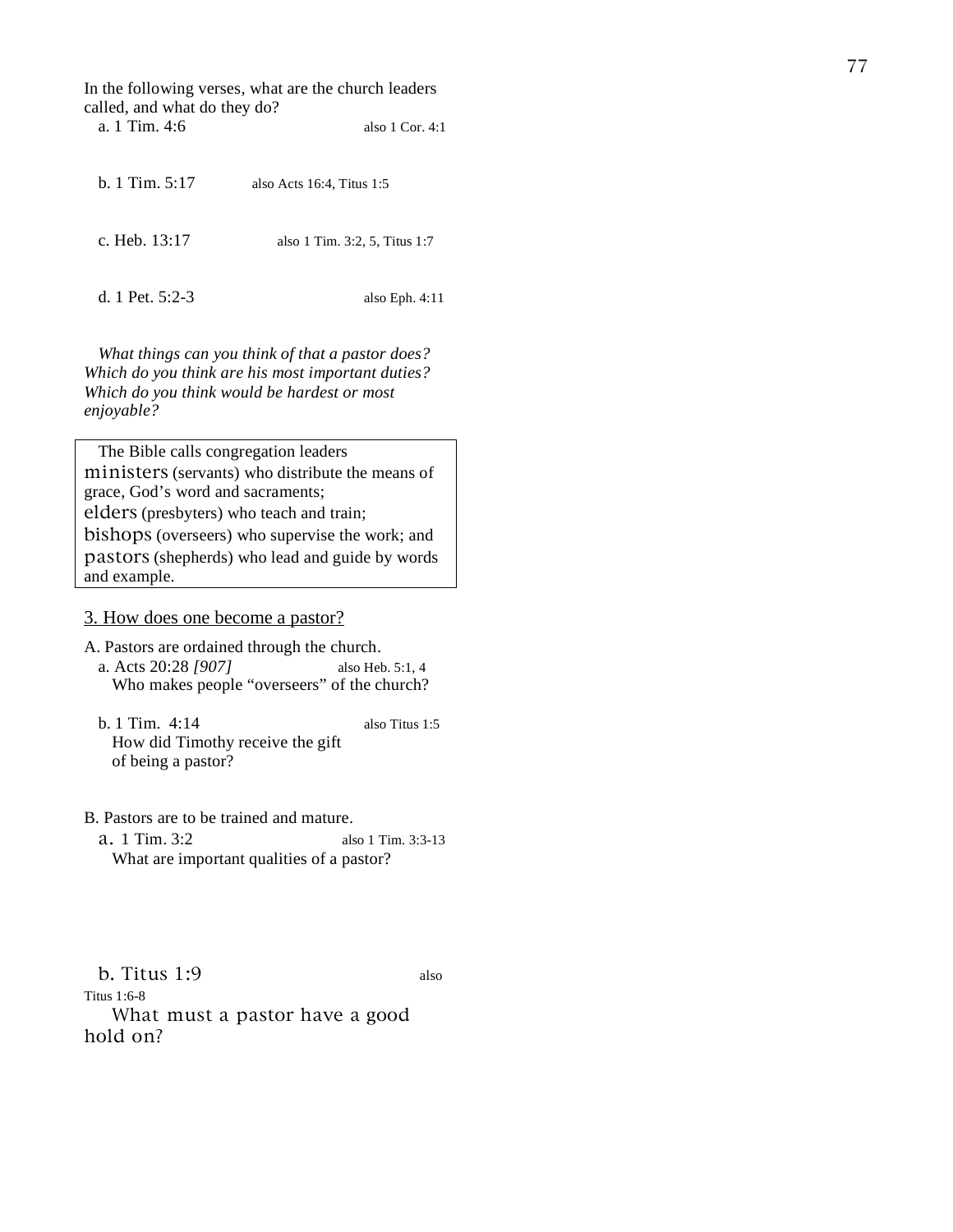In the following verses, what are the church leaders called, and what do they do?

a. 1 Tim. 4:6 also 1 Cor. 4:1

b. 1 Tim. 5:17 also Acts 16:4, Titus 1:5

c. Heb. 13:17 also 1 Tim. 3:2, 5, Titus 1:7

d. 1 Pet. 5:2-3 also Eph. 4:11

*What things can you think of that a pastor does? Which do you think are his most important duties? Which do you think would be hardest or most enjoyable?*

> The Bible calls congregation leaders ministers (servants) who distribute the means of grace, God's word and sacraments; elders (presbyters) who teach and train; bishops (overseers) who supervise the work; and pastors (shepherds) who lead and guide by words and example.

## 3. How does one become a pastor?

A. Pastors are ordained through the church.

a. Acts 20:28 *[907]* also Heb. 5:1, 4
Who makes people "overseers" of the church?

b. 1 Tim. 4:14 also Titus 1:5
How did Timothy receive the gift of being a pastor?

B. Pastors are to be trained and mature.

a. 1 Tim. 3:2 also 1 Tim. 3:3-13
What are important qualities of a pastor?

b. Titus 1:9 also Titus 1:6-8
What must a pastor have a good hold on?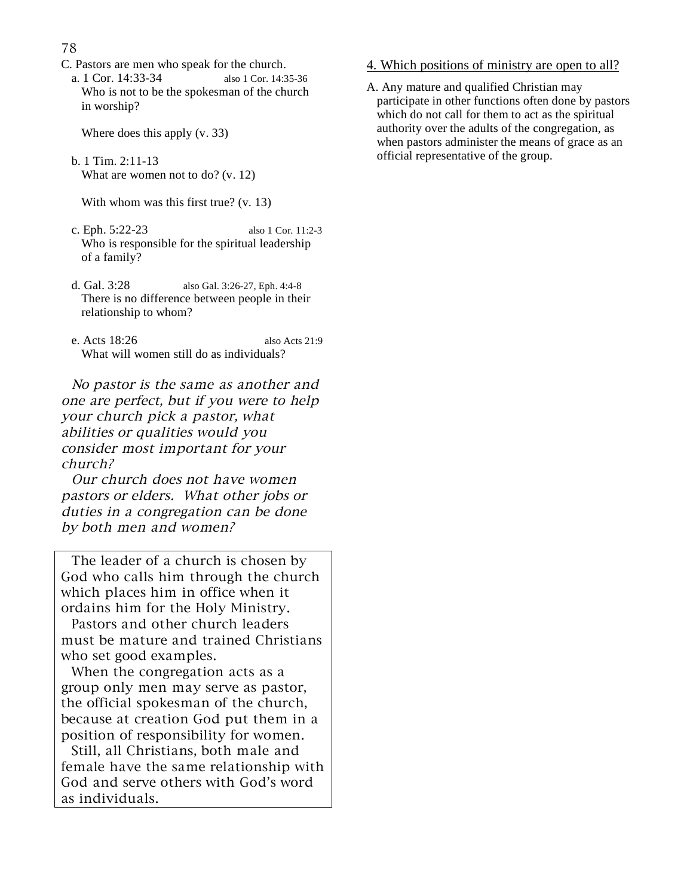C. Pastors are men who speak for the church.

a. 1 Cor. 14:33-34 also 1 Cor. 14:35-36

Who is not to be the spokesman of the church in worship?

Where does this apply (v. 33)

b. 1 Tim. 2:11-13

What are women not to do? (v. 12)

With whom was this first true? (v. 13)

c. Eph. 5:22-23 also 1 Cor. 11:2-3

Who is responsible for the spiritual leadership of a family?

d. Gal. 3:28 also Gal. 3:26-27, Eph. 4:4-8

There is no difference between people in their relationship to whom?

e. Acts 18:26 also Acts 21:9

What will women still do as individuals?

*No pastor is the same as another and one are perfect, but if you were to help your church pick a pastor, what abilities or qualities would you consider most important for your church?*

*Our church does not have women pastors or elders. What other jobs or duties in a congregation can be done by both men and women?*

> The leader of a church is chosen by God who calls him through the church which places him in office when it ordains him for the Holy Ministry.
>
> Pastors and other church leaders must be mature and trained Christians who set good examples.
>
> When the congregation acts as a group only men may serve as pastor, the official spokesman of the church, because at creation God put them in a position of responsibility for women.
>
> Still, all Christians, both male and female have the same relationship with God and serve others with God's word as individuals.

4. Which positions of ministry are open to all?

A. Any mature and qualified Christian may participate in other functions often done by pastors which do not call for them to act as the spiritual authority over the adults of the congregation, as when pastors administer the means of grace as an official representative of the group.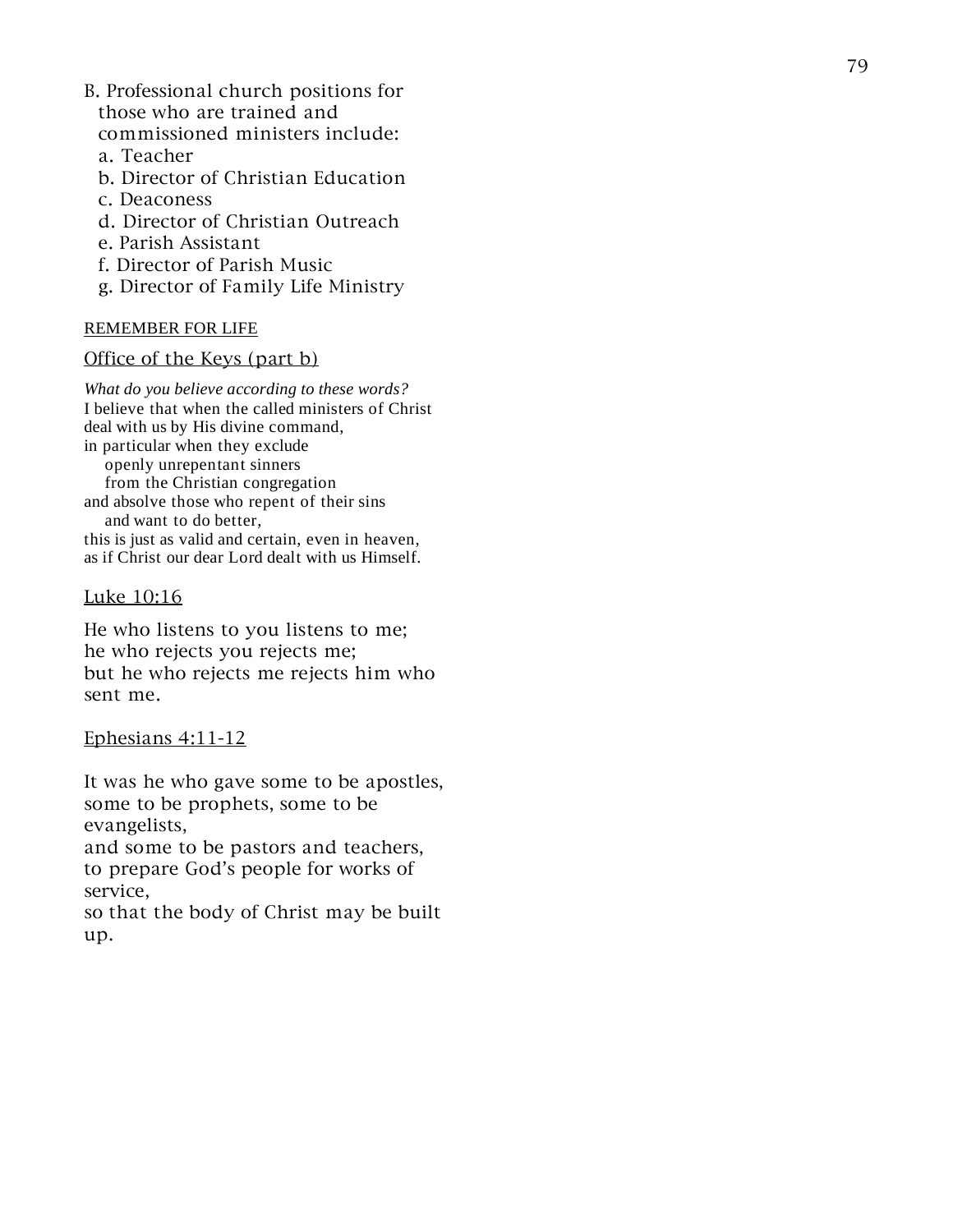B. Professional church positions for those who are trained and commissioned ministers include:

a. Teacher
b. Director of Christian Education
c. Deaconess
d. Director of Christian Outreach
e. Parish Assistant
f. Director of Parish Music
g. Director of Family Life Ministry

REMEMBER FOR LIFE

Office of the Keys (part b)

*What do you believe according to these words?*
I believe that when the called ministers of Christ
deal with us by His divine command,
in particular when they exclude
openly unrepentant sinners
from the Christian congregation
and absolve those who repent of their sins
and want to do better,
this is just as valid and certain, even in heaven,
as if Christ our dear Lord dealt with us Himself.

Luke 10:16

He who listens to you listens to me;
he who rejects you rejects me;
but he who rejects me rejects him who sent me.

Ephesians 4:11-12

It was he who gave some to be apostles,
some to be prophets, some to be evangelists,
and some to be pastors and teachers,
to prepare God's people for works of service,
so that the body of Christ may be built up.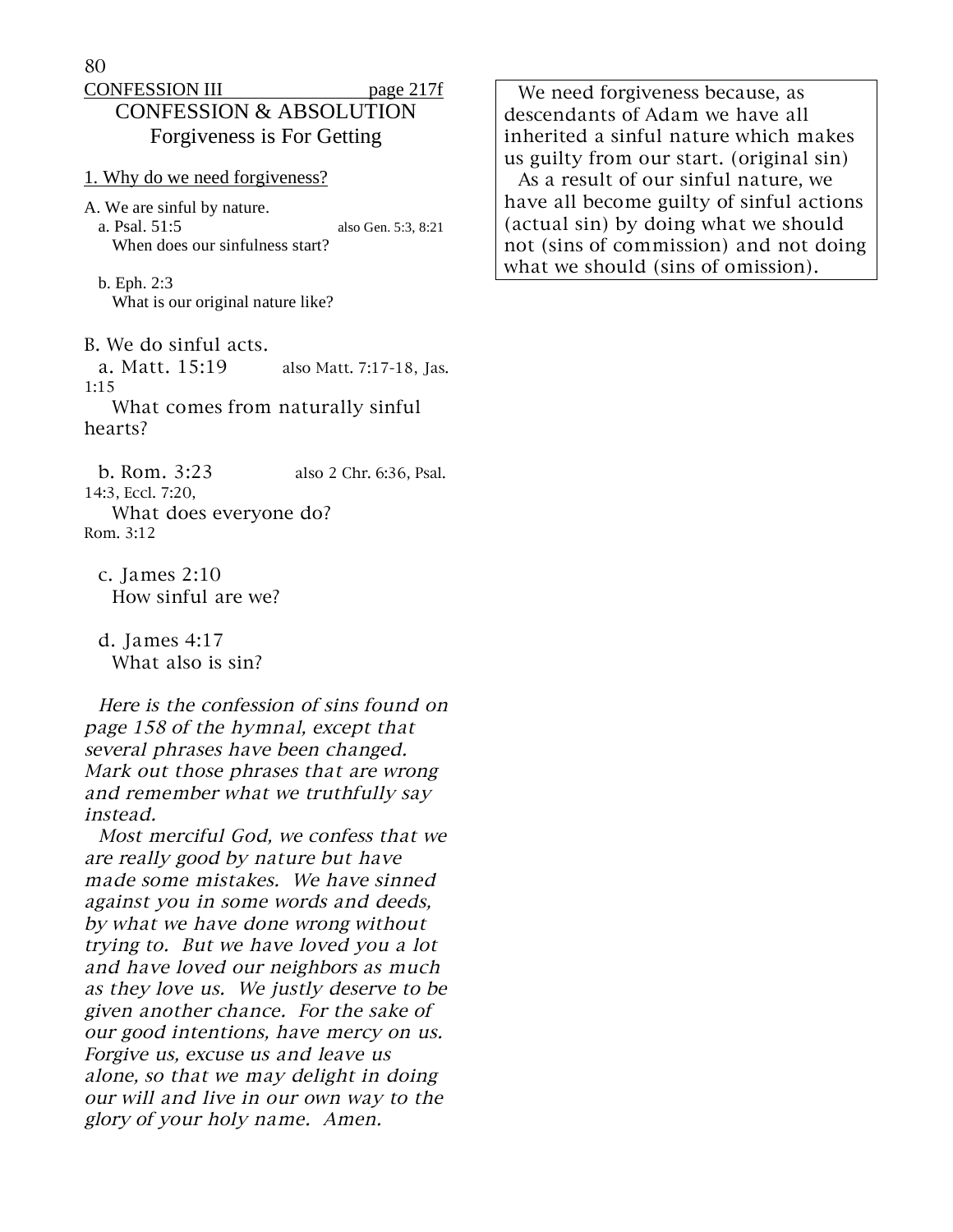CONFESSION III page 217f

# CONFESSION & ABSOLUTION

## Forgiveness is For Getting

1. Why do we need forgiveness?

A. We are sinful by nature.

a. Psal. 51:5 also Gen. 5:3, 8:21
When does our sinfulness start?

b. Eph. 2:3
What is our original nature like?

B. We do sinful acts.

a. Matt. 15:19 also Matt. 7:17-18, Jas. 1:15
What comes from naturally sinful hearts?

b. Rom. 3:23 also 2 Chr. 6:36, Psal. 14:3, Eccl. 7:20,
What does everyone do?
Rom. 3:12

c. James 2:10
How sinful are we?

d. James 4:17
What also is sin?

*Here is the confession of sins found on page 158 of the hymnal, except that several phrases have been changed. Mark out those phrases that are wrong and remember what we truthfully say instead.*

*Most merciful God, we confess that we are really good by nature but have made some mistakes. We have sinned against you in some words and deeds, by what we have done wrong without trying to. But we have loved you a lot and have loved our neighbors as much as they love us. We justly deserve to be given another chance. For the sake of our good intentions, have mercy on us. Forgive us, excuse us and leave us alone, so that we may delight in doing our will and live in our own way to the glory of your holy name. Amen.*

We need forgiveness because, as descendants of Adam we have all inherited a sinful nature which makes us guilty from our start. (original sin)

As a result of our sinful nature, we have all become guilty of sinful actions (actual sin) by doing what we should not (sins of commission) and not doing what we should (sins of omission).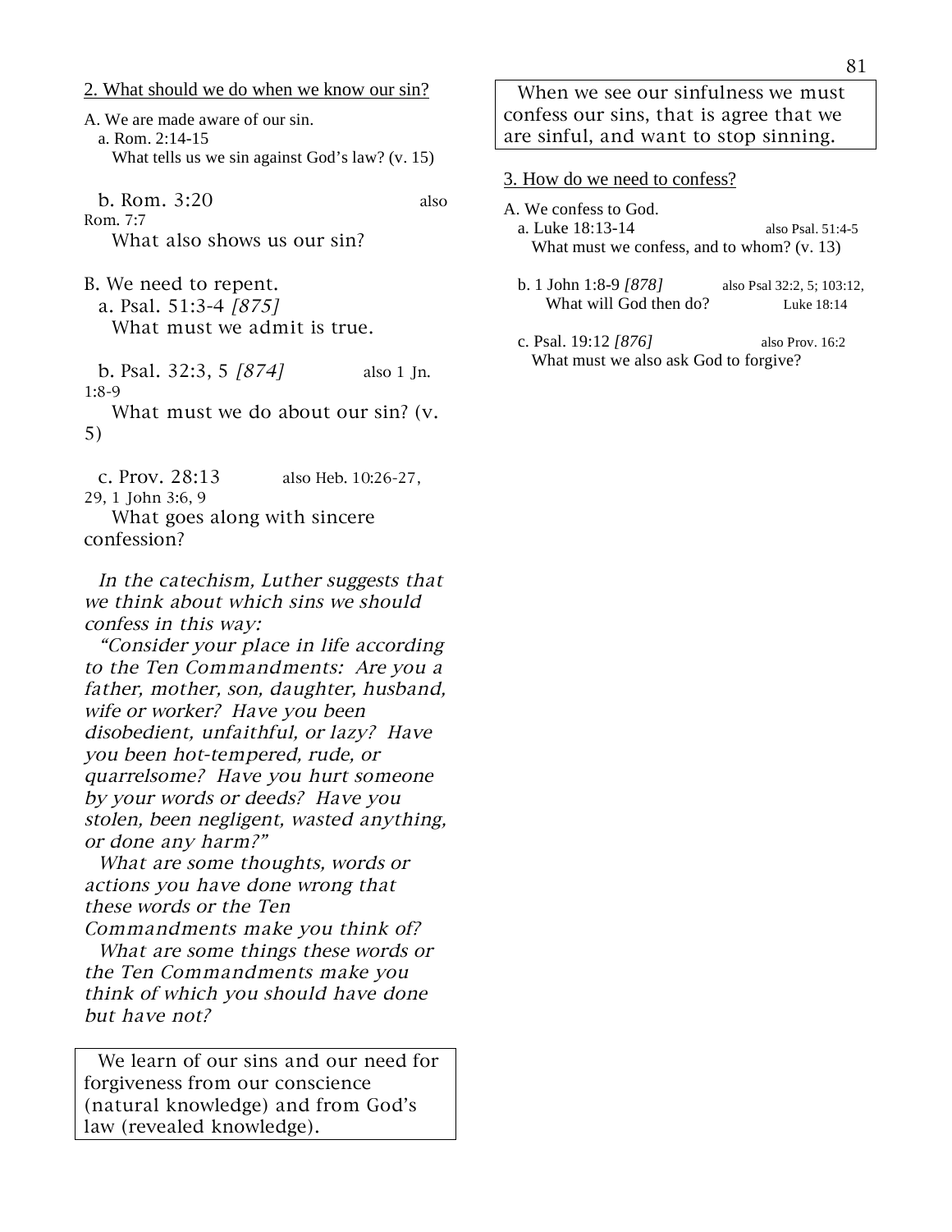2. What should we do when we know our sin?

A. We are made aware of our sin.
 a. Rom. 2:14-15
  What tells us we sin against God's law? (v. 15)

 b. Rom. 3:20 also Rom. 7:7
  What also shows us our sin?

B. We need to repent.
 a. Psal. 51:3-4 *[875]*
  What must we admit is true.

 b. Psal. 32:3, 5 *[874]* also 1 Jn. 1:8-9
  What must we do about our sin? (v. 5)

 c. Prov. 28:13 also Heb. 10:26-27, 29, 1 John 3:6, 9
  What goes along with sincere confession?

*In the catechism, Luther suggests that we think about which sins we should confess in this way:*

*"Consider your place in life according to the Ten Commandments: Are you a father, mother, son, daughter, husband, wife or worker? Have you been disobedient, unfaithful, or lazy? Have you been hot-tempered, rude, or quarrelsome? Have you hurt someone by your words or deeds? Have you stolen, been negligent, wasted anything, or done any harm?"*

*What are some thoughts, words or actions you have done wrong that these words or the Ten Commandments make you think of?*

*What are some things these words or the Ten Commandments make you think of which you should have done but have not?*

> We learn of our sins and our need for forgiveness from our conscience (natural knowledge) and from God's law (revealed knowledge).

> When we see our sinfulness we must confess our sins, that is agree that we are sinful, and want to stop sinning.

3. How do we need to confess?

A. We confess to God.
 a. Luke 18:13-14 also Psal. 51:4-5
  What must we confess, and to whom? (v. 13)

 b. 1 John 1:8-9 *[878]* also Psal 32:2, 5; 103:12, Luke 18:14
  What will God then do?

 c. Psal. 19:12 *[876]* also Prov. 16:2
  What must we also ask God to forgive?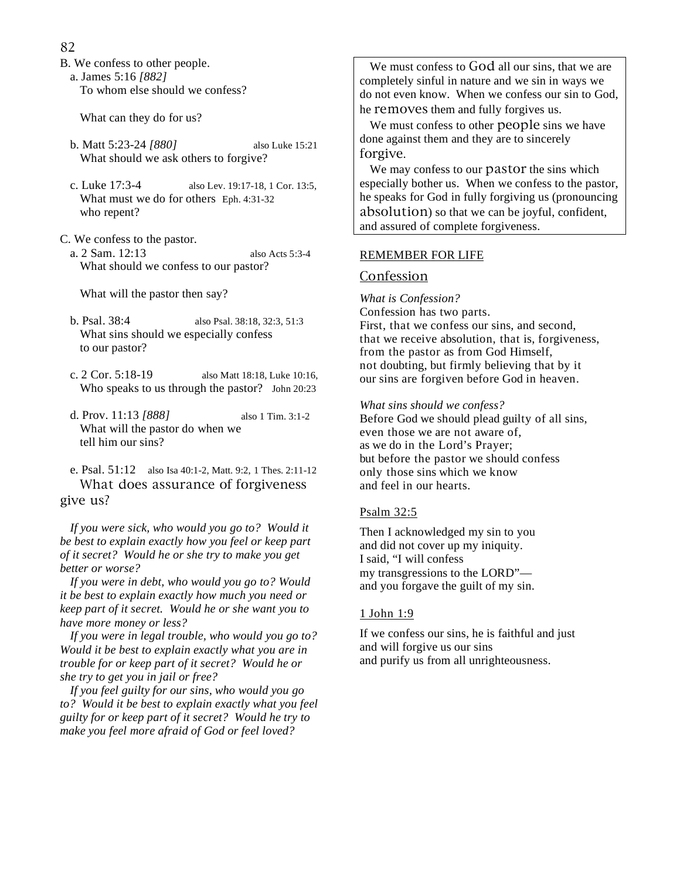B. We confess to other people.

a. James 5:16 *[882]*
To whom else should we confess?

What can they do for us?

b. Matt 5:23-24 *[880]* also Luke 15:21
What should we ask others to forgive?

c. Luke 17:3-4 also Lev. 19:17-18, 1 Cor. 13:5, Eph. 4:31-32
What must we do for others who repent?

C. We confess to the pastor.

a. 2 Sam. 12:13 also Acts 5:3-4
What should we confess to our pastor?

What will the pastor then say?

b. Psal. 38:4 also Psal. 38:18, 32:3, 51:3
What sins should we especially confess to our pastor?

c. 2 Cor. 5:18-19 also Matt 18:18, Luke 10:16, John 20:23
Who speaks to us through the pastor?

d. Prov. 11:13 *[888]* also 1 Tim. 3:1-2
What will the pastor do when we tell him our sins?

e. Psal. 51:12 also Isa 40:1-2, Matt. 9:2, 1 Thes. 2:11-12
What does assurance of forgiveness give us?

*If you were sick, who would you go to? Would it be best to explain exactly how you feel or keep part of it secret? Would he or she try to make you get better or worse?*

*If you were in debt, who would you go to? Would it be best to explain exactly how much you need or keep part of it secret. Would he or she want you to have more money or less?*

*If you were in legal trouble, who would you go to? Would it be best to explain exactly what you are in trouble for or keep part of it secret? Would he or she try to get you in jail or free?*

*If you feel guilty for our sins, who would you go to? Would it be best to explain exactly what you feel guilty for or keep part of it secret? Would he try to make you feel more afraid of God or feel loved?*

We must confess to God all our sins, that we are completely sinful in nature and we sin in ways we do not even know. When we confess our sin to God, he removes them and fully forgives us.

We must confess to other people sins we have done against them and they are to sincerely forgive.

We may confess to our pastor the sins which especially bother us. When we confess to the pastor, he speaks for God in fully forgiving us (pronouncing absolution) so that we can be joyful, confident, and assured of complete forgiveness.

REMEMBER FOR LIFE

## Confession

*What is Confession?*
Confession has two parts.
First, that we confess our sins, and second,
that we receive absolution, that is, forgiveness,
from the pastor as from God Himself,
not doubting, but firmly believing that by it
our sins are forgiven before God in heaven.

*What sins should we confess?*
Before God we should plead guilty of all sins,
even those we are not aware of,
as we do in the Lord's Prayer;
but before the pastor we should confess
only those sins which we know
and feel in our hearts.

Psalm 32:5

Then I acknowledged my sin to you
and did not cover up my iniquity.
I said, "I will confess
my transgressions to the LORD"—
and you forgave the guilt of my sin.

1 John 1:9

If we confess our sins, he is faithful and just
and will forgive us our sins
and purify us from all unrighteousness.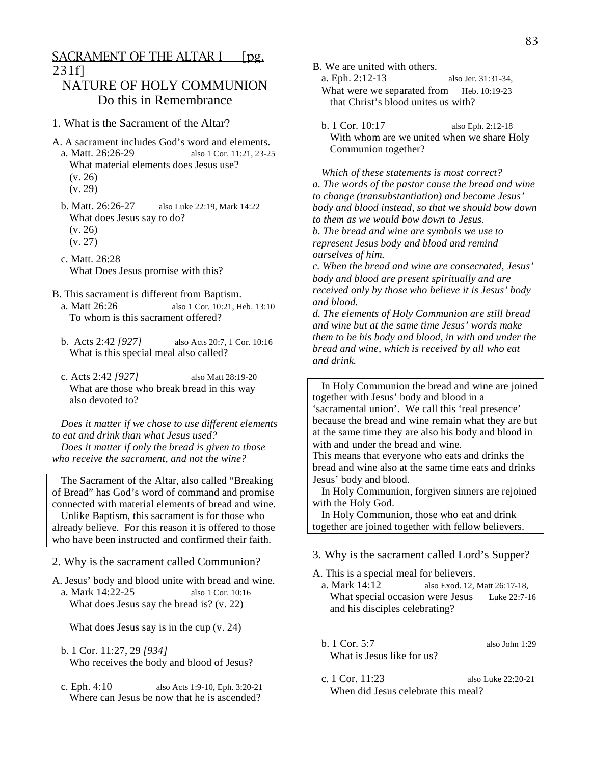# SACRAMENT OF THE ALTAR I [pg. 231f]

## NATURE OF HOLY COMMUNION
## Do this in Remembrance

### 1. What is the Sacrament of the Altar?

A. A sacrament includes God's word and elements.

a. Matt. 26:26-29 — also 1 Cor. 11:21, 23-25
What material elements does Jesus use?
(v. 26)
(v. 29)

b. Matt. 26:26-27 — also Luke 22:19, Mark 14:22
What does Jesus say to do?
(v. 26)
(v. 27)

c. Matt. 26:28
What Does Jesus promise with this?

B. This sacrament is different from Baptism.

a. Matt 26:26 — also 1 Cor. 10:21, Heb. 13:10
To whom is this sacrament offered?

b. Acts 2:42 *[927]* — also Acts 20:7, 1 Cor. 10:16
What is this special meal also called?

c. Acts 2:42 *[927]* — also Matt 28:19-20
What are those who break bread in this way also devoted to?

*Does it matter if we chose to use different elements to eat and drink than what Jesus used?*
*Does it matter if only the bread is given to those who receive the sacrament, and not the wine?*

> The Sacrament of the Altar, also called "Breaking of Bread" has God's word of command and promise connected with material elements of bread and wine.
> Unlike Baptism, this sacrament is for those who already believe. For this reason it is offered to those who have been instructed and confirmed their faith.

### 2. Why is the sacrament called Communion?

A. Jesus' body and blood unite with bread and wine.

a. Mark 14:22-25 — also 1 Cor. 10:16
What does Jesus say the bread is? (v. 22)

What does Jesus say is in the cup (v. 24)

b. 1 Cor. 11:27, 29 *[934]*
Who receives the body and blood of Jesus?

c. Eph. 4:10 — also Acts 1:9-10, Eph. 3:20-21
Where can Jesus be now that he is ascended?

B. We are united with others.

a. Eph. 2:12-13 — also Jer. 31:31-34, Heb. 10:19-23
What were we separated from that Christ's blood unites us with?

b. 1 Cor. 10:17 — also Eph. 2:12-18
With whom are we united when we share Holy Communion together?

*Which of these statements is most correct?*
*a. The words of the pastor cause the bread and wine to change (transubstantiation) and become Jesus' body and blood instead, so that we should bow down to them as we would bow down to Jesus.*
*b. The bread and wine are symbols we use to represent Jesus body and blood and remind ourselves of him.*
*c. When the bread and wine are consecrated, Jesus' body and blood are present spiritually and are received only by those who believe it is Jesus' body and blood.*
*d. The elements of Holy Communion are still bread and wine but at the same time Jesus' words make them to be his body and blood, in with and under the bread and wine, which is received by all who eat and drink.*

> In Holy Communion the bread and wine are joined together with Jesus' body and blood in a 'sacramental union'. We call this 'real presence' because the bread and wine remain what they are but at the same time they are also his body and blood in with and under the bread and wine.
> This means that everyone who eats and drinks the bread and wine also at the same time eats and drinks Jesus' body and blood.
> In Holy Communion, forgiven sinners are rejoined with the Holy God.
> In Holy Communion, those who eat and drink together are joined together with fellow believers.

### 3. Why is the sacrament called Lord's Supper?

A. This is a special meal for believers.

a. Mark 14:12 — also Exod. 12, Matt 26:17-18, Luke 22:7-16
What special occasion were Jesus and his disciples celebrating?

b. 1 Cor. 5:7 — also John 1:29
What is Jesus like for us?

c. 1 Cor. 11:23 — also Luke 22:20-21
When did Jesus celebrate this meal?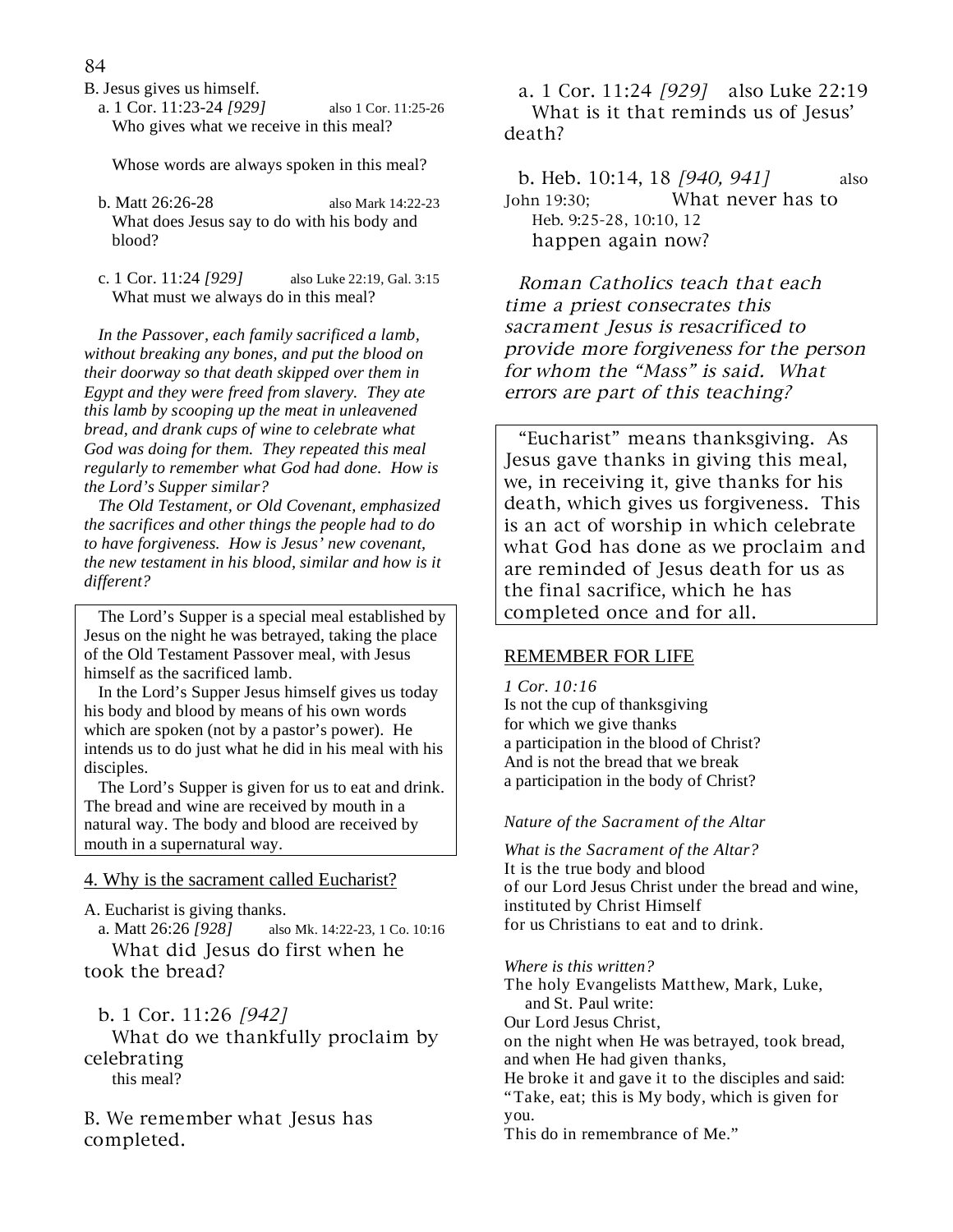B. Jesus gives us himself.

a. 1 Cor. 11:23-24 *[929]* also 1 Cor. 11:25-26
Who gives what we receive in this meal?

Whose words are always spoken in this meal?

b. Matt 26:26-28 also Mark 14:22-23
What does Jesus say to do with his body and blood?

c. 1 Cor. 11:24 *[929]* also Luke 22:19, Gal. 3:15
What must we always do in this meal?

*In the Passover, each family sacrificed a lamb, without breaking any bones, and put the blood on their doorway so that death skipped over them in Egypt and they were freed from slavery. They ate this lamb by scooping up the meat in unleavened bread, and drank cups of wine to celebrate what God was doing for them. They repeated this meal regularly to remember what God had done. How is the Lord's Supper similar?*

*The Old Testament, or Old Covenant, emphasized the sacrifices and other things the people had to do to have forgiveness. How is Jesus' new covenant, the new testament in his blood, similar and how is it different?*

> The Lord's Supper is a special meal established by Jesus on the night he was betrayed, taking the place of the Old Testament Passover meal, with Jesus himself as the sacrificed lamb.
>
> In the Lord's Supper Jesus himself gives us today his body and blood by means of his own words which are spoken (not by a pastor's power). He intends us to do just what he did in his meal with his disciples.
>
> The Lord's Supper is given for us to eat and drink. The bread and wine are received by mouth in a natural way. The body and blood are received by mouth in a supernatural way.

## 4. Why is the sacrament called Eucharist?

A. Eucharist is giving thanks.

a. Matt 26:26 *[928]* also Mk. 14:22-23, 1 Co. 10:16
What did Jesus do first when he took the bread?

b. 1 Cor. 11:26 *[942]*
What do we thankfully proclaim by celebrating this meal?

B. We remember what Jesus has completed.

a. 1 Cor. 11:24 *[929]* also Luke 22:19
What is it that reminds us of Jesus' death?

b. Heb. 10:14, 18 *[940, 941]* also John 19:30; Heb. 9:25-28, 10:10, 12
What never has to happen again now?

*Roman Catholics teach that each time a priest consecrates this sacrament Jesus is resacrificed to provide more forgiveness for the person for whom the "Mass" is said. What errors are part of this teaching?*

> "Eucharist" means thanksgiving. As Jesus gave thanks in giving this meal, we, in receiving it, give thanks for his death, which gives us forgiveness. This is an act of worship in which celebrate what God has done as we proclaim and are reminded of Jesus death for us as the final sacrifice, which he has completed once and for all.

## REMEMBER FOR LIFE

*1 Cor. 10:16*
Is not the cup of thanksgiving
for which we give thanks
a participation in the blood of Christ?
And is not the bread that we break
a participation in the body of Christ?

*Nature of the Sacrament of the Altar*

*What is the Sacrament of the Altar?*
It is the true body and blood
of our Lord Jesus Christ under the bread and wine,
instituted by Christ Himself
for us Christians to eat and to drink.

*Where is this written?*
The holy Evangelists Matthew, Mark, Luke,
and St. Paul write:
Our Lord Jesus Christ,
on the night when He was betrayed, took bread,
and when He had given thanks,
He broke it and gave it to the disciples and said:
"Take, eat; this is My body, which is given for you.
This do in remembrance of Me."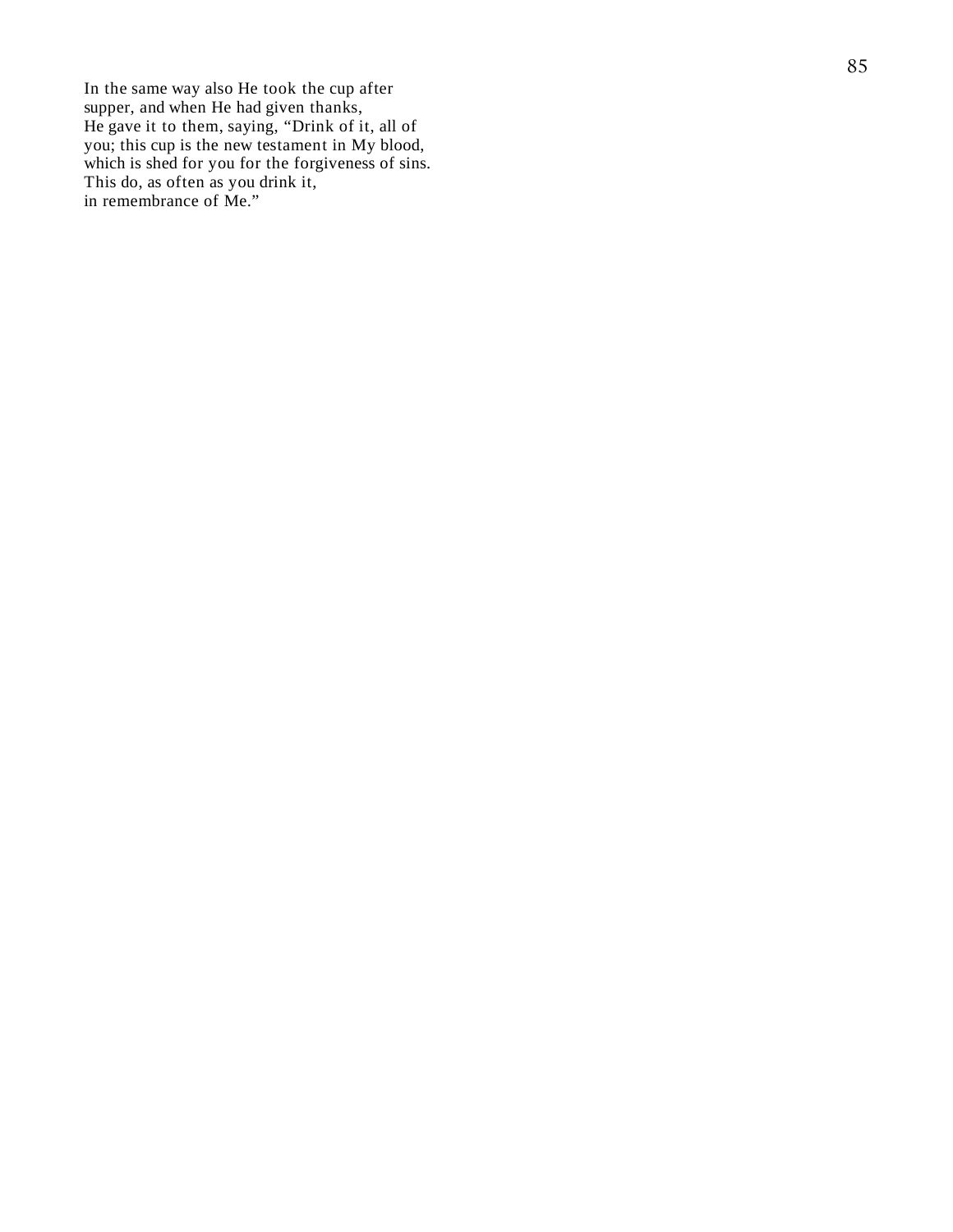In the same way also He took the cup after
supper, and when He had given thanks,
He gave it to them, saying, “Drink of it, all of
you; this cup is the new testament in My blood,
which is shed for you for the forgiveness of sins.
This do, as often as you drink it,
in remembrance of Me.”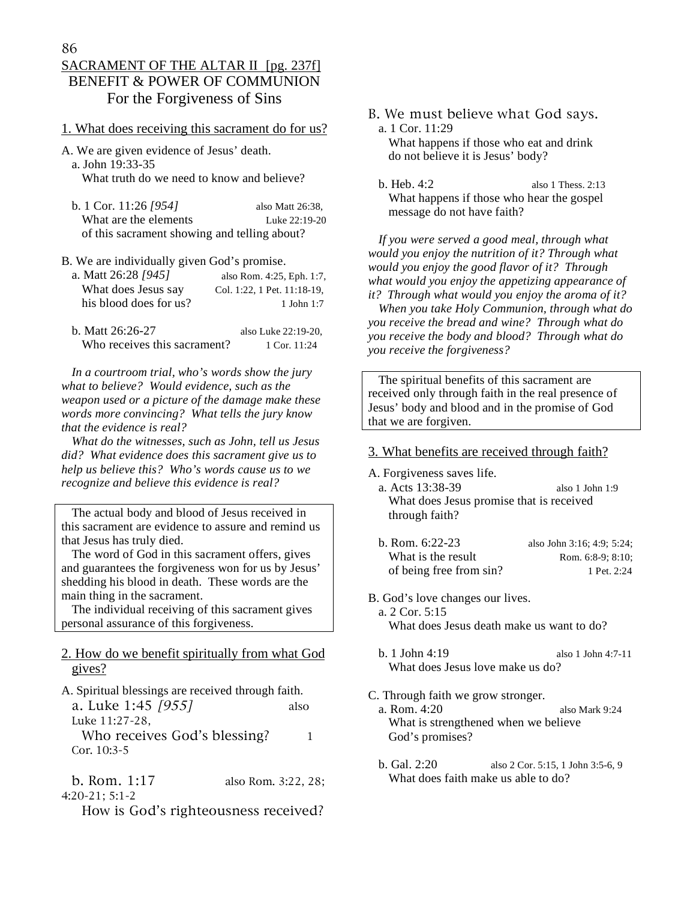# SACRAMENT OF THE ALTAR II [pg. 237f]

## BENEFIT & POWER OF COMMUNION

## For the Forgiveness of Sins

### 1. What does receiving this sacrament do for us?

A. We are given evidence of Jesus' death.

a. John 19:33-35
What truth do we need to know and believe?

b. 1 Cor. 11:26 *[954]* also Matt 26:38, Luke 22:19-20
What are the elements of this sacrament showing and telling about?

B. We are individually given God's promise.

a. Matt 26:28 *[945]* also Rom. 4:25, Eph. 1:7, Col. 1:22, 1 Pet. 11:18-19, 1 John 1:7
What does Jesus say his blood does for us?

b. Matt 26:26-27 also Luke 22:19-20, 1 Cor. 11:24
Who receives this sacrament?

*In a courtroom trial, who's words show the jury what to believe? Would evidence, such as the weapon used or a picture of the damage make these words more convincing? What tells the jury know that the evidence is real?*

*What do the witnesses, such as John, tell us Jesus did? What evidence does this sacrament give us to help us believe this? Who's words cause us to we recognize and believe this evidence is real?*

> The actual body and blood of Jesus received in this sacrament are evidence to assure and remind us that Jesus has truly died.
> The word of God in this sacrament offers, gives and guarantees the forgiveness won for us by Jesus' shedding his blood in death. These words are the main thing in the sacrament.
> The individual receiving of this sacrament gives personal assurance of this forgiveness.

### 2. How do we benefit spiritually from what God gives?

A. Spiritual blessings are received through faith.

a. Luke 1:45 *[955]* also Luke 11:27-28, 1 Cor. 10:3-5
Who receives God's blessing?

b. Rom. 1:17 also Rom. 3:22, 28; 4:20-21; 5:1-2
How is God's righteousness received?

B. We must believe what God says.

a. 1 Cor. 11:29
What happens if those who eat and drink do not believe it is Jesus' body?

b. Heb. 4:2 also 1 Thess. 2:13
What happens if those who hear the gospel message do not have faith?

*If you were served a good meal, through what would you enjoy the nutrition of it? Through what would you enjoy the good flavor of it? Through what would you enjoy the appetizing appearance of it? Through what would you enjoy the aroma of it?*

*When you take Holy Communion, through what do you receive the bread and wine? Through what do you receive the body and blood? Through what do you receive the forgiveness?*

> The spiritual benefits of this sacrament are received only through faith in the real presence of Jesus' body and blood and in the promise of God that we are forgiven.

### 3. What benefits are received through faith?

A. Forgiveness saves life.

a. Acts 13:38-39 also 1 John 1:9
What does Jesus promise that is received through faith?

b. Rom. 6:22-23 also John 3:16; 4:9; 5:24; Rom. 6:8-9; 8:10; 1 Pet. 2:24
What is the result of being free from sin?

B. God's love changes our lives.

a. 2 Cor. 5:15
What does Jesus death make us want to do?

b. 1 John 4:19 also 1 John 4:7-11
What does Jesus love make us do?

C. Through faith we grow stronger.

a. Rom. 4:20 also Mark 9:24
What is strengthened when we believe God's promises?

b. Gal. 2:20 also 2 Cor. 5:15, 1 John 3:5-6, 9
What does faith make us able to do?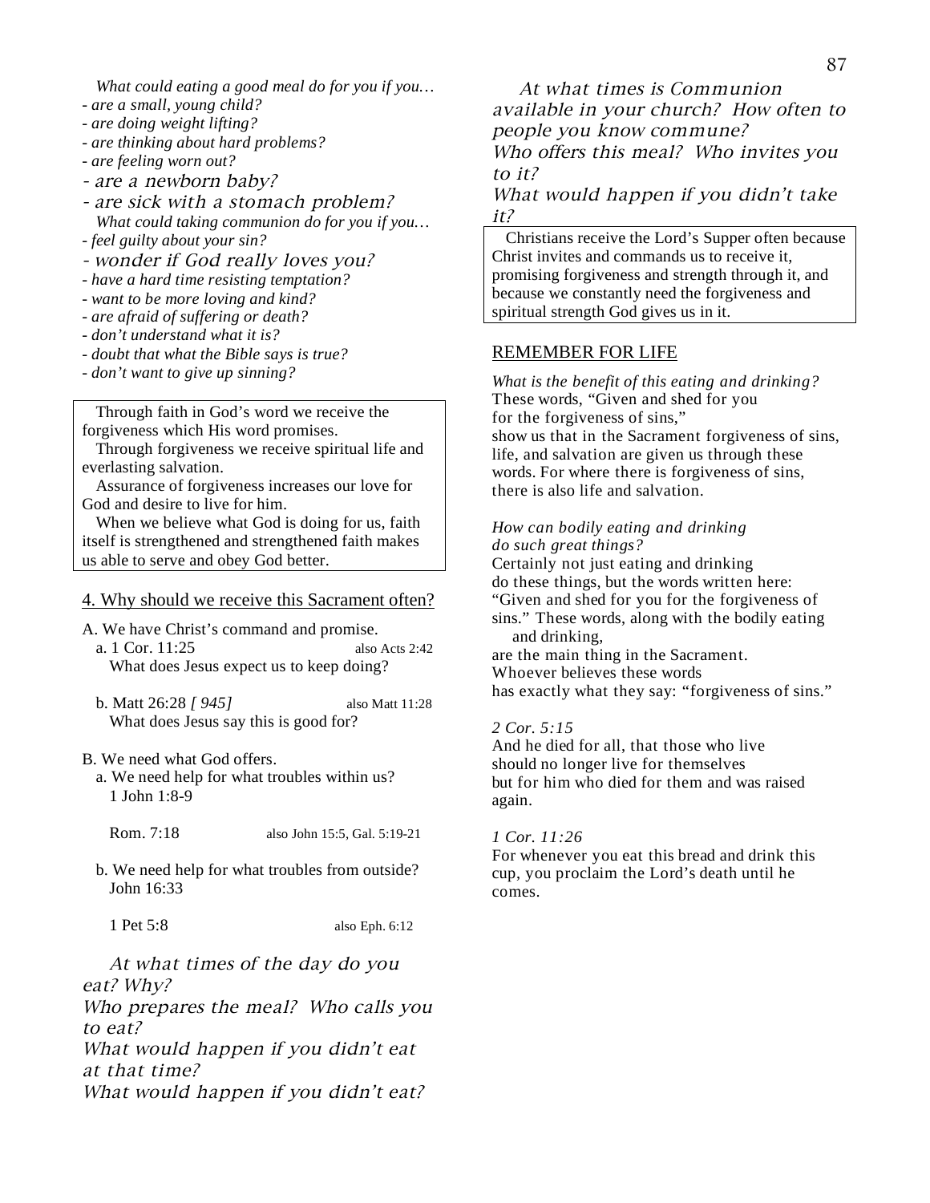*What could eating a good meal do for you if you…*
- *are a small, young child?*
- *are doing weight lifting?*
- *are thinking about hard problems?*
- *are feeling worn out?*
- *are a newborn baby?*
- *are sick with a stomach problem?*

*What could taking communion do for you if you…*
- *feel guilty about your sin?*
- *wonder if God really loves you?*
- *have a hard time resisting temptation?*
- *want to be more loving and kind?*
- *are afraid of suffering or death?*
- *don't understand what it is?*
- *doubt that what the Bible says is true?*
- *don't want to give up sinning?*

> Through faith in God's word we receive the forgiveness which His word promises.
> Through forgiveness we receive spiritual life and everlasting salvation.
> Assurance of forgiveness increases our love for God and desire to live for him.
> When we believe what God is doing for us, faith itself is strengthened and strengthened faith makes us able to serve and obey God better.

## 4. Why should we receive this Sacrament often?

A. We have Christ's command and promise.

a. 1 Cor. 11:25 — also Acts 2:42
What does Jesus expect us to keep doing?

b. Matt 26:28 *[ 945]* — also Matt 11:28
What does Jesus say this is good for?

B. We need what God offers.

a. We need help for what troubles within us?
1 John 1:8-9

Rom. 7:18 — also John 15:5, Gal. 5:19-21

b. We need help for what troubles from outside?
John 16:33

1 Pet 5:8 — also Eph. 6:12

*At what times of the day do you eat? Why?*
*Who prepares the meal? Who calls you to eat?*
*What would happen if you didn't eat at that time?*
*What would happen if you didn't eat?*

*At what times is Communion available in your church? How often to people you know commune?*
*Who offers this meal? Who invites you to it?*
*What would happen if you didn't take it?*

> Christians receive the Lord's Supper often because Christ invites and commands us to receive it, promising forgiveness and strength through it, and because we constantly need the forgiveness and spiritual strength God gives us in it.

## REMEMBER FOR LIFE

*What is the benefit of this eating and drinking?*
These words, "Given and shed for you
for the forgiveness of sins,"
show us that in the Sacrament forgiveness of sins, life, and salvation are given us through these words. For where there is forgiveness of sins, there is also life and salvation.

*How can bodily eating and drinking do such great things?*
Certainly not just eating and drinking
do these things, but the words written here:
"Given and shed for you for the forgiveness of sins." These words, along with the bodily eating and drinking,
are the main thing in the Sacrament.
Whoever believes these words
has exactly what they say: "forgiveness of sins."

*2 Cor. 5:15*
And he died for all, that those who live
should no longer live for themselves
but for him who died for them and was raised again.

*1 Cor. 11:26*
For whenever you eat this bread and drink this cup, you proclaim the Lord's death until he comes.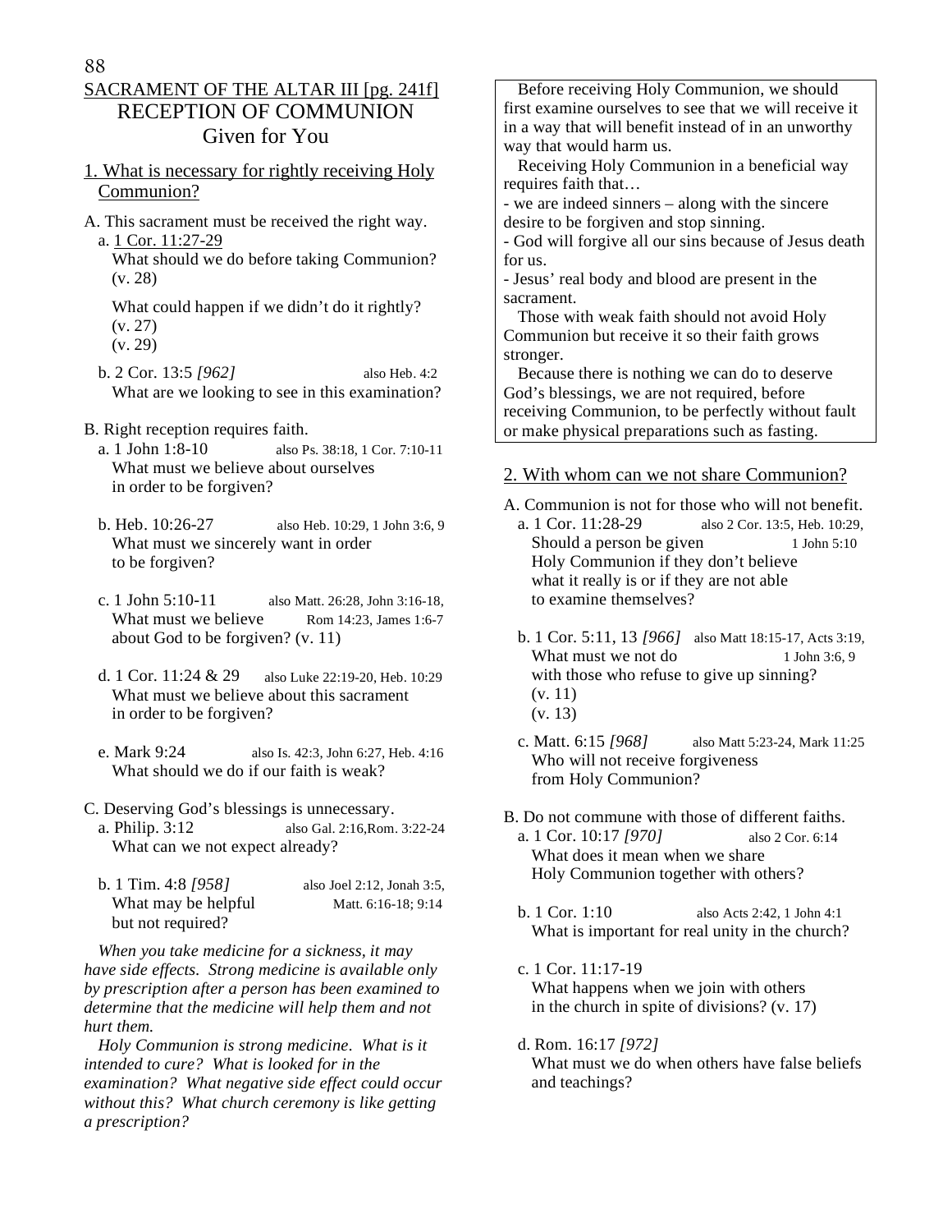# SACRAMENT OF THE ALTAR III [pg. 241f]

## RECEPTION OF COMMUNION

## Given for You

### 1. What is necessary for rightly receiving Holy Communion?

A. This sacrament must be received the right way.

a. 1 Cor. 11:27-29
What should we do before taking Communion? (v. 28)

What could happen if we didn't do it rightly?
(v. 27)
(v. 29)

b. 2 Cor. 13:5 *[962]* also Heb. 4:2
What are we looking to see in this examination?

B. Right reception requires faith.

a. 1 John 1:8-10 also Ps. 38:18, 1 Cor. 7:10-11
What must we believe about ourselves in order to be forgiven?

b. Heb. 10:26-27 also Heb. 10:29, 1 John 3:6, 9
What must we sincerely want in order to be forgiven?

c. 1 John 5:10-11 also Matt. 26:28, John 3:16-18, Rom 14:23, James 1:6-7
What must we believe about God to be forgiven? (v. 11)

d. 1 Cor. 11:24 & 29 also Luke 22:19-20, Heb. 10:29
What must we believe about this sacrament in order to be forgiven?

e. Mark 9:24 also Is. 42:3, John 6:27, Heb. 4:16
What should we do if our faith is weak?

C. Deserving God's blessings is unnecessary.

a. Philip. 3:12 also Gal. 2:16, Rom. 3:22-24
What can we not expect already?

b. 1 Tim. 4:8 *[958]* also Joel 2:12, Jonah 3:5, Matt. 6:16-18; 9:14
What may be helpful but not required?

*When you take medicine for a sickness, it may have side effects. Strong medicine is available only by prescription after a person has been examined to determine that the medicine will help them and not hurt them.*

*Holy Communion is strong medicine. What is it intended to cure? What is looked for in the examination? What negative side effect could occur without this? What church ceremony is like getting a prescription?*

> Before receiving Holy Communion, we should first examine ourselves to see that we will receive it in a way that will benefit instead of in an unworthy way that would harm us.
>
> Receiving Holy Communion in a beneficial way requires faith that…
> - we are indeed sinners – along with the sincere desire to be forgiven and stop sinning.
> - God will forgive all our sins because of Jesus death for us.
> - Jesus' real body and blood are present in the sacrament.
>
> Those with weak faith should not avoid Holy Communion but receive it so their faith grows stronger.
>
> Because there is nothing we can do to deserve God's blessings, we are not required, before receiving Communion, to be perfectly without fault or make physical preparations such as fasting.

### 2. With whom can we not share Communion?

A. Communion is not for those who will not benefit.

a. 1 Cor. 11:28-29 also 2 Cor. 13:5, Heb. 10:29, 1 John 5:10
Should a person be given Holy Communion if they don't believe what it really is or if they are not able to examine themselves?

b. 1 Cor. 5:11, 13 *[966]* also Matt 18:15-17, Acts 3:19, 1 John 3:6, 9
What must we not do with those who refuse to give up sinning?
(v. 11)
(v. 13)

c. Matt. 6:15 *[968]* also Matt 5:23-24, Mark 11:25
Who will not receive forgiveness from Holy Communion?

B. Do not commune with those of different faiths.

a. 1 Cor. 10:17 *[970]* also 2 Cor. 6:14
What does it mean when we share Holy Communion together with others?

b. 1 Cor. 1:10 also Acts 2:42, 1 John 4:1
What is important for real unity in the church?

c. 1 Cor. 11:17-19
What happens when we join with others in the church in spite of divisions? (v. 17)

d. Rom. 16:17 *[972]*
What must we do when others have false beliefs and teachings?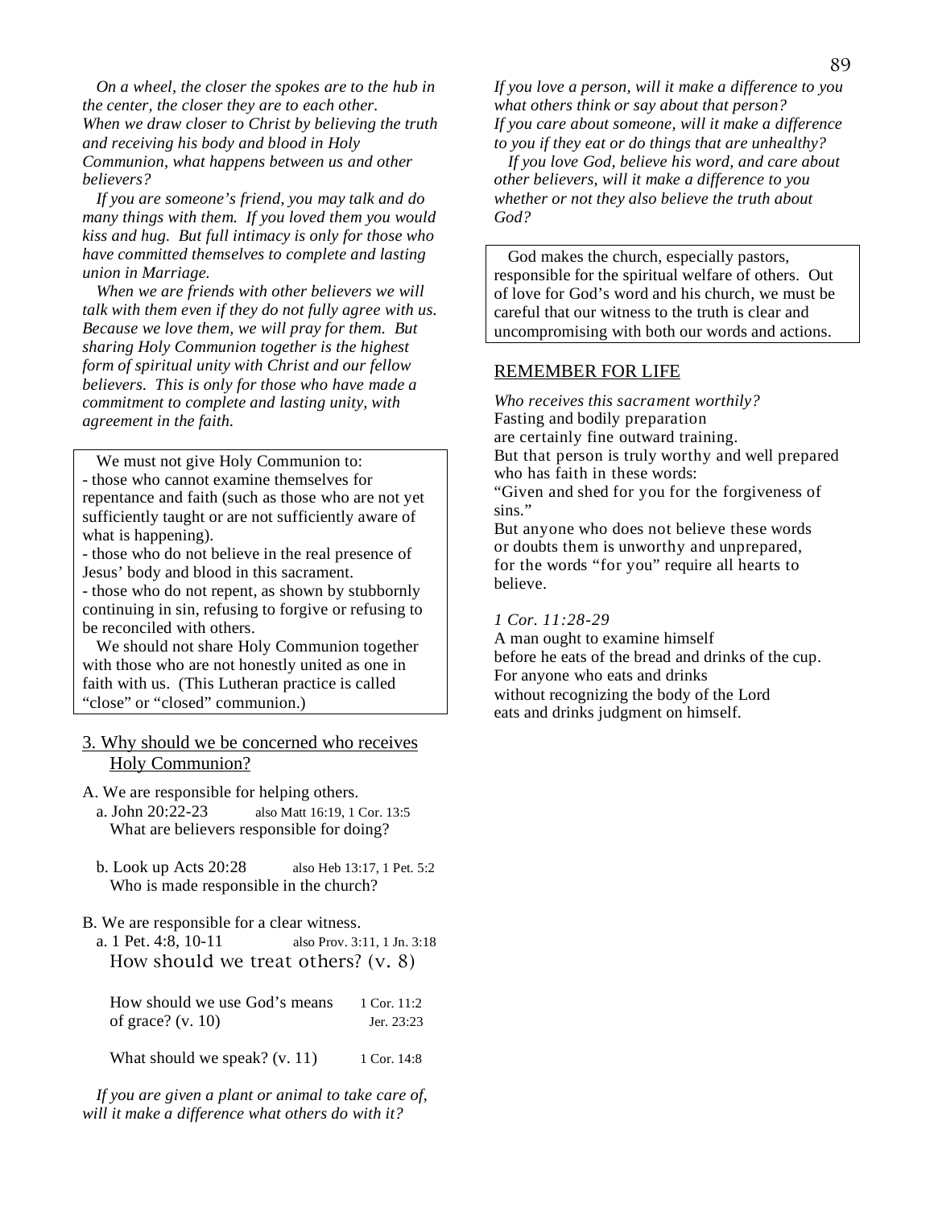*On a wheel, the closer the spokes are to the hub in the center, the closer they are to each other. When we draw closer to Christ by believing the truth and receiving his body and blood in Holy Communion, what happens between us and other believers?*

*If you are someone's friend, you may talk and do many things with them. If you loved them you would kiss and hug. But full intimacy is only for those who have committed themselves to complete and lasting union in Marriage.*

*When we are friends with other believers we will talk with them even if they do not fully agree with us. Because we love them, we will pray for them. But sharing Holy Communion together is the highest form of spiritual unity with Christ and our fellow believers. This is only for those who have made a commitment to complete and lasting unity, with agreement in the faith.*

> We must not give Holy Communion to:
> - those who cannot examine themselves for repentance and faith (such as those who are not yet sufficiently taught or are not sufficiently aware of what is happening).
> - those who do not believe in the real presence of Jesus' body and blood in this sacrament.
> - those who do not repent, as shown by stubbornly continuing in sin, refusing to forgive or refusing to be reconciled with others.
>
> We should not share Holy Communion together with those who are not honestly united as one in faith with us. (This Lutheran practice is called "close" or "closed" communion.)

## 3. Why should we be concerned who receives Holy Communion?

A. We are responsible for helping others.

a. John 20:22-23 — also Matt 16:19, 1 Cor. 13:5
What are believers responsible for doing?

b. Look up Acts 20:28 — also Heb 13:17, 1 Pet. 5:2
Who is made responsible in the church?

B. We are responsible for a clear witness.

a. 1 Pet. 4:8, 10-11 — also Prov. 3:11, 1 Jn. 3:18
How should we treat others? (v. 8)

How should we use God's means of grace? (v. 10) — 1 Cor. 11:2, Jer. 23:23

What should we speak? (v. 11) — 1 Cor. 14:8

*If you are given a plant or animal to take care of, will it make a difference what others do with it?*

*If you love a person, will it make a difference to you what others think or say about that person?*
*If you care about someone, will it make a difference to you if they eat or do things that are unhealthy?*

*If you love God, believe his word, and care about other believers, will it make a difference to you whether or not they also believe the truth about God?*

> God makes the church, especially pastors, responsible for the spiritual welfare of others. Out of love for God's word and his church, we must be careful that our witness to the truth is clear and uncompromising with both our words and actions.

## REMEMBER FOR LIFE

*Who receives this sacrament worthily?*
Fasting and bodily preparation
are certainly fine outward training.
But that person is truly worthy and well prepared
who has faith in these words:
"Given and shed for you for the forgiveness of sins."
But anyone who does not believe these words
or doubts them is unworthy and unprepared,
for the words "for you" require all hearts to believe.

*1 Cor. 11:28-29*
A man ought to examine himself
before he eats of the bread and drinks of the cup.
For anyone who eats and drinks
without recognizing the body of the Lord
eats and drinks judgment on himself.